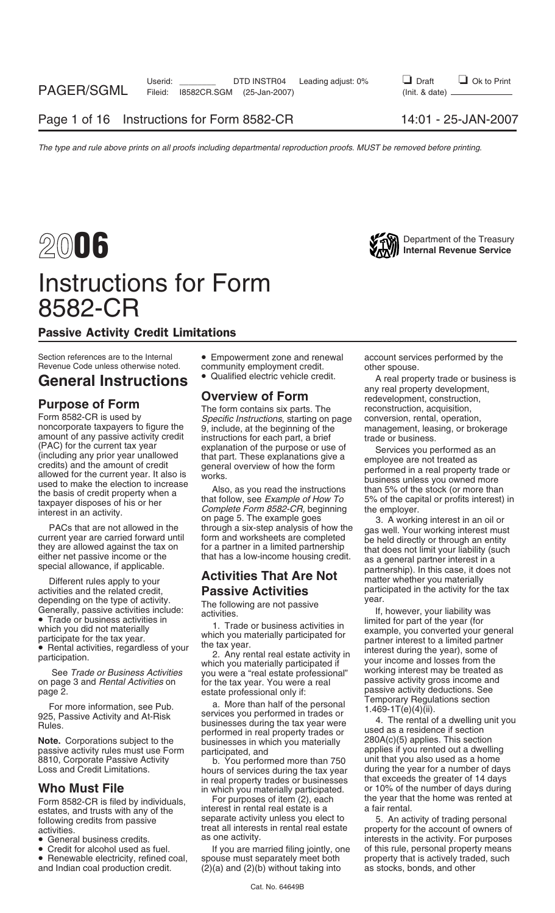# 2006 Instructions for Form 8582-CR

Department of the Treasury
Internal Revenue Service

## Passive Activity Credit Limitations

Section references are to the Internal Revenue Code unless otherwise noted.

# General Instructions

## Purpose of Form

Form 8582-CR is used by noncorporate taxpayers to figure the amount of any passive activity credit (PAC) for the current tax year (including any prior year unallowed credits) and the amount of credit allowed for the current year. It also is used to make the election to increase the basis of credit property when a taxpayer disposes of his or her interest in an activity.

PACs that are not allowed in the current year are carried forward until they are allowed against the tax on either net passive income or the special allowance, if applicable.

Different rules apply to your activities and the related credit, depending on the type of activity. Generally, passive activities include:

- Trade or business activities in which you did not materially participate for the tax year.
- Rental activities, regardless of your participation.

See *Trade or Business Activities* on page 3 and *Rental Activities* on page 2.

For more information, see Pub. 925, Passive Activity and At-Risk Rules.

**Note.** Corporations subject to the passive activity rules must use Form 8810, Corporate Passive Activity Loss and Credit Limitations.

## Who Must File

Form 8582-CR is filed by individuals, estates, and trusts with any of the following credits from passive activities.

- General business credits.
- Credit for alcohol used as fuel.
- Renewable electricity, refined coal, and Indian coal production credit.
- Empowerment zone and renewal community employment credit.
- Qualified electric vehicle credit.

## Overview of Form

The form contains six parts. The *Specific Instructions*, starting on page 9, include, at the beginning of the instructions for each part, a brief explanation of the purpose or use of that part. These explanations give a general overview of how the form works.

Also, as you read the instructions that follow, see *Example of How To Complete Form 8582-CR,* beginning on page 5. The example goes through a six-step analysis of how the form and worksheets are completed for a partner in a limited partnership that has a low-income housing credit.

## Activities That Are Not Passive Activities

The following are not passive activities.

1. Trade or business activities in which you materially participated for the tax year.

2. Any rental real estate activity in which you materially participated if you were a "real estate professional" for the tax year. You were a real estate professional only if:

a. More than half of the personal services you performed in trades or businesses during the tax year were performed in real property trades or businesses in which you materially participated, and

b. You performed more than 750 hours of services during the tax year in real property trades or businesses in which you materially participated.

For purposes of item (2), each interest in rental real estate is a separate activity unless you elect to treat all interests in rental real estate as one activity.

If you are married filing jointly, one spouse must separately meet both (2)(a) and (2)(b) without taking into account services performed by the other spouse.

A real property trade or business is any real property development, redevelopment, construction, reconstruction, acquisition, conversion, rental, operation, management, leasing, or brokerage trade or business.

Services you performed as an employee are not treated as performed in a real property trade or business unless you owned more than 5% of the stock (or more than 5% of the capital or profits interest) in the employer.

3. A working interest in an oil or gas well. Your working interest must be held directly or through an entity that does not limit your liability (such as a general partner interest in a partnership). In this case, it does not matter whether you materially participated in the activity for the tax year.

If, however, your liability was limited for part of the year (for example, you converted your general partner interest to a limited partner interest during the year), some of your income and losses from the working interest may be treated as passive activity gross income and passive activity deductions. See Temporary Regulations section 1.469-1T(e)(4)(ii).

4. The rental of a dwelling unit you used as a residence if section 280A(c)(5) applies. This section applies if you rented out a dwelling unit that you also used as a home during the year for a number of days that exceeds the greater of 14 days or 10% of the number of days during the year that the home was rented at a fair rental.

5. An activity of trading personal property for the account of owners of interests in the activity. For purposes of this rule, personal property means property that is actively traded, such as stocks, bonds, and other

Cat. No. 64649B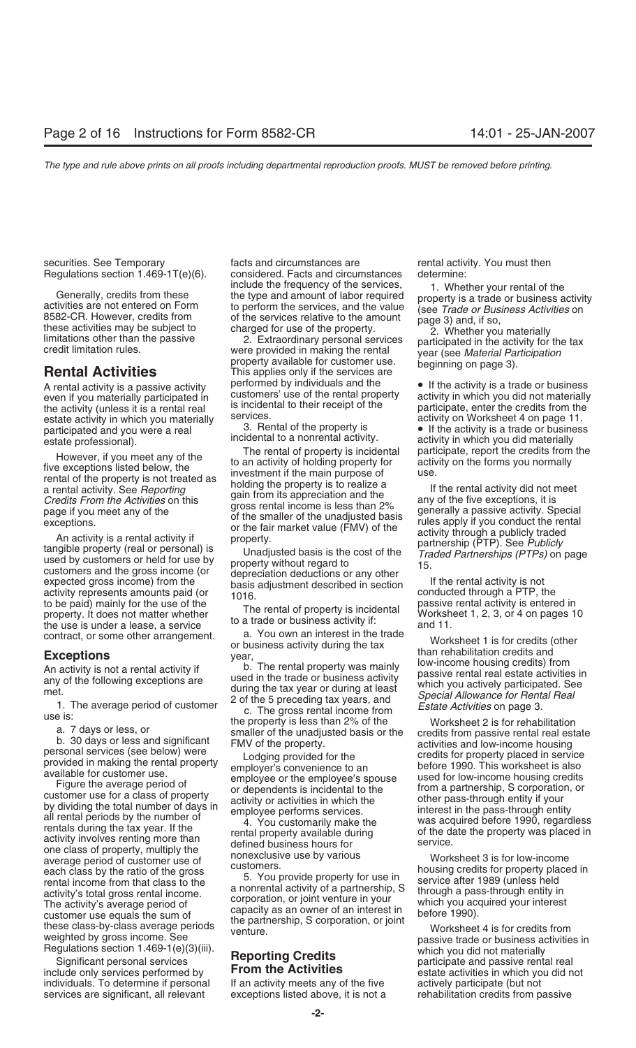securities. See Temporary Regulations section 1.469-1T(e)(6).

Generally, credits from these activities are not entered on Form 8582-CR. However, credits from these activities may be subject to limitations other than the passive credit limitation rules.

## Rental Activities

A rental activity is a passive activity even if you materially participated in the activity (unless it is a rental real estate activity in which you materially participated and you were a real estate professional).

However, if you meet any of the five exceptions listed below, the rental of the property is not treated as a rental activity. See *Reporting Credits From the Activities* on this page if you meet any of the exceptions.

An activity is a rental activity if tangible property (real or personal) is used by customers or held for use by customers and the gross income (or expected gross income) from the activity represents amounts paid (or to be paid) mainly for the use of the property. It does not matter whether the use is under a lease, a service contract, or some other arrangement.

### Exceptions

An activity is not a rental activity if any of the following exceptions are met.

1. The average period of customer use is:

a. 7 days or less, or

b. 30 days or less and significant personal services (see below) were provided in making the rental property available for customer use.

Figure the average period of customer use for a class of property by dividing the total number of days in all rental periods by the number of rentals during the tax year. If the activity involves renting more than one class of property, multiply the average period of customer use of each class by the ratio of the gross rental income from that class to the activity's total gross rental income. The activity's average period of customer use equals the sum of these class-by-class average periods weighted by gross income. See Regulations section 1.469-1(e)(3)(iii).

Significant personal services include only services performed by individuals. To determine if personal services are significant, all relevant facts and circumstances are considered. Facts and circumstances include the frequency of the services, the type and amount of labor required to perform the services, and the value of the services relative to the amount charged for use of the property.

2. Extraordinary personal services were provided in making the rental property available for customer use. This applies only if the services are performed by individuals and the customers' use of the rental property is incidental to their receipt of the services.

3. Rental of the property is incidental to a nonrental activity.

The rental of property is incidental to an activity of holding property for investment if the main purpose of holding the property is to realize a gain from its appreciation and the gross rental income is less than 2% of the smaller of the unadjusted basis or the fair market value (FMV) of the property.

Unadjusted basis is the cost of the property without regard to depreciation deductions or any other basis adjustment described in section 1016.

The rental of property is incidental to a trade or business activity if:

a. You own an interest in the trade or business activity during the tax year,

b. The rental property was mainly used in the trade or business activity during the tax year or during at least 2 of the 5 preceding tax years, and

c. The gross rental income from the property is less than 2% of the smaller of the unadjusted basis or the FMV of the property.

Lodging provided for the employer's convenience to an employee or the employee's spouse or dependents is incidental to the activity or activities in which the employee performs services.

4. You customarily make the rental property available during defined business hours for nonexclusive use by various customers.

5. You provide property for use in a nonrental activity of a partnership, S corporation, or joint venture in your capacity as an owner of an interest in the partnership, S corporation, or joint venture.

## Reporting Credits From the Activities

If an activity meets any of the five exceptions listed above, it is not a rental activity. You must then determine:

1. Whether your rental of the property is a trade or business activity (see *Trade or Business Activities* on page 3) and, if so,

2. Whether you materially participated in the activity for the tax year (see *Material Participation* beginning on page 3).

- If the activity is a trade or business activity in which you did not materially participate, enter the credits from the activity on Worksheet 4 on page 11.
- If the activity is a trade or business activity in which you did materially participate, report the credits from the activity on the forms you normally use.

If the rental activity did not meet any of the five exceptions, it is generally a passive activity. Special rules apply if you conduct the rental activity through a publicly traded partnership (PTP). See *Publicly Traded Partnerships (PTPs)* on page 15.

If the rental activity is not conducted through a PTP, the passive rental activity is entered in Worksheet 1, 2, 3, or 4 on pages 10 and 11.

Worksheet 1 is for credits (other than rehabilitation credits and low-income housing credits) from passive rental real estate activities in which you actively participated. See *Special Allowance for Rental Real Estate Activities* on page 3.

Worksheet 2 is for rehabilitation credits from passive rental real estate activities and low-income housing credits for property placed in service before 1990. This worksheet is also used for low-income housing credits from a partnership, S corporation, or other pass-through entity if your interest in the pass-through entity was acquired before 1990, regardless of the date the property was placed in service.

Worksheet 3 is for low-income housing credits for property placed in service after 1989 (unless held through a pass-through entity in which you acquired your interest before 1990).

Worksheet 4 is for credits from passive trade or business activities in which you did not materially participate and passive rental real estate activities in which you did not actively participate (but not rehabilitation credits from passive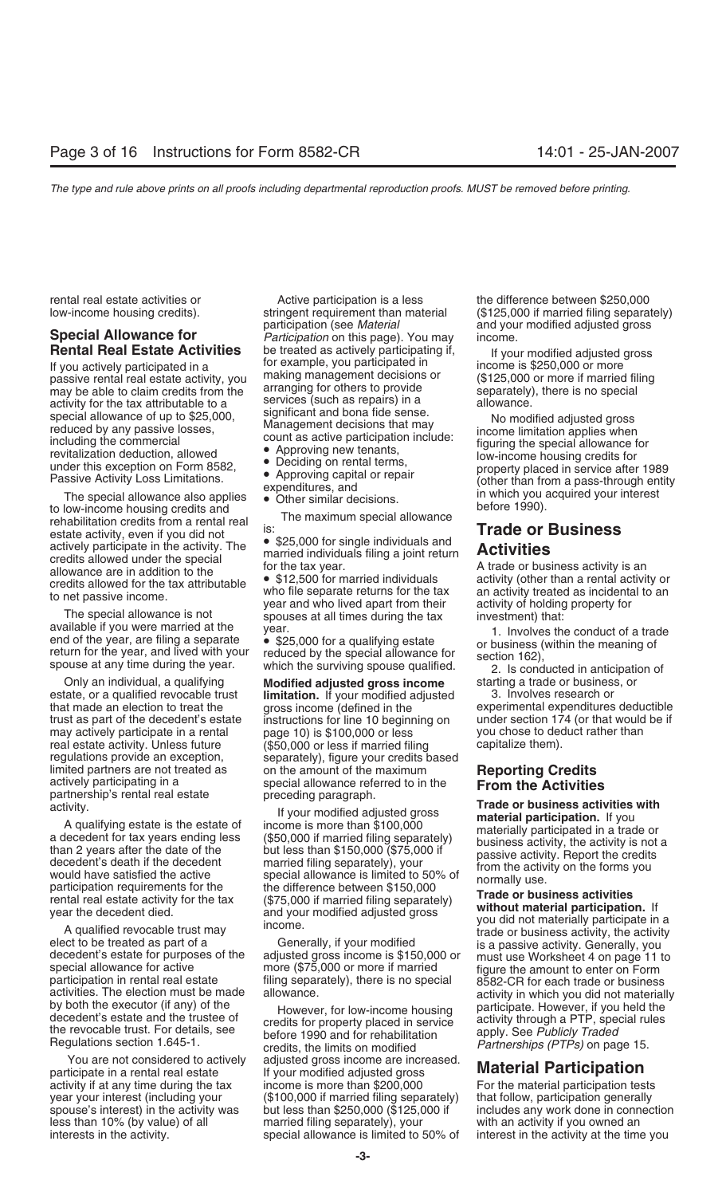rental real estate activities or low-income housing credits).

## Special Allowance for Rental Real Estate Activities

If you actively participated in a passive rental real estate activity, you may be able to claim credits from the activity for the tax attributable to a special allowance of up to $25,000, reduced by any passive losses, including the commercial revitalization deduction, allowed under this exception on Form 8582, Passive Activity Loss Limitations.

The special allowance also applies to low-income housing credits and rehabilitation credits from a rental real estate activity, even if you did not actively participate in the activity. The credits allowed under the special allowance are in addition to the credits allowed for the tax attributable to net passive income.

The special allowance is not available if you were married at the end of the year, are filing a separate return for the year, and lived with your spouse at any time during the year.

Only an individual, a qualifying estate, or a qualified revocable trust that made an election to treat the trust as part of the decedent's estate may actively participate in a rental real estate activity. Unless future regulations provide an exception, limited partners are not treated as actively participating in a partnership's rental real estate activity.

A qualifying estate is the estate of a decedent for tax years ending less than 2 years after the date of the decedent's death if the decedent would have satisfied the active participation requirements for the rental real estate activity for the tax year the decedent died.

A qualified revocable trust may elect to be treated as part of a decedent's estate for purposes of the special allowance for active participation in rental real estate activities. The election must be made by both the executor (if any) of the decedent's estate and the trustee of the revocable trust. For details, see Regulations section 1.645-1.

You are not considered to actively participate in a rental real estate activity if at any time during the tax year your interest (including your spouse's interest) in the activity was less than 10% (by value) of all interests in the activity.

Active participation is a less stringent requirement than material participation (see *Material Participation* on this page). You may be treated as actively participating if, for example, you participated in making management decisions or arranging for others to provide services (such as repairs) in a significant and bona fide sense. Management decisions that may count as active participation include:

- Approving new tenants,
- Deciding on rental terms,
- Approving capital or repair expenditures, and
- Other similar decisions.

The maximum special allowance is:

- $25,000 for single individuals and married individuals filing a joint return for the tax year.
- $12,500 for married individuals who file separate returns for the tax year and who lived apart from their spouses at all times during the tax year.
- $25,000 for a qualifying estate reduced by the special allowance for which the surviving spouse qualified.

**Modified adjusted gross income limitation.** If your modified adjusted gross income (defined in the instructions for line 10 beginning on page 10) is $100,000 or less ($50,000 or less if married filing separately), figure your credits based on the amount of the maximum special allowance referred to in the preceding paragraph.

If your modified adjusted gross income is more than $100,000 ($50,000 if married filing separately) but less than $150,000 ($75,000 if married filing separately), your special allowance is limited to 50% of the difference between $150,000 ($75,000 if married filing separately) and your modified adjusted gross income.

Generally, if your modified adjusted gross income is $150,000 or more ($75,000 or more if married filing separately), there is no special allowance.

However, for low-income housing credits for property placed in service before 1990 and for rehabilitation credits, the limits on modified adjusted gross income are increased. If your modified adjusted gross income is more than $200,000 ($100,000 if married filing separately) but less than $250,000 ($125,000 if married filing separately), your special allowance is limited to 50% of the difference between $250,000 ($125,000 if married filing separately) and your modified adjusted gross income.

If your modified adjusted gross income is $250,000 or more ($125,000 or more if married filing separately), there is no special allowance.

No modified adjusted gross income limitation applies when figuring the special allowance for low-income housing credits for property placed in service after 1989 (other than from a pass-through entity in which you acquired your interest before 1990).

## Trade or Business Activities

A trade or business activity is an activity (other than a rental activity or an activity treated as incidental to an activity of holding property for investment) that:

1. Involves the conduct of a trade or business (within the meaning of section 162),
2. Is conducted in anticipation of starting a trade or business, or
3. Involves research or experimental expenditures deductible under section 174 (or that would be if you chose to deduct rather than capitalize them).

## Reporting Credits From the Activities

**Trade or business activities with material participation.** If you materially participated in a trade or business activity, the activity is not a passive activity. Report the credits from the activity on the forms you normally use.

**Trade or business activities without material participation.** If you did not materially participate in a trade or business activity, the activity is a passive activity. Generally, you must use Worksheet 4 on page 11 to figure the amount to enter on Form 8582-CR for each trade or business activity in which you did not materially participate. However, if you held the activity through a PTP, special rules apply. See *Publicly Traded Partnerships (PTPs)* on page 15.

## Material Participation

For the material participation tests that follow, participation generally includes any work done in connection with an activity if you owned an interest in the activity at the time you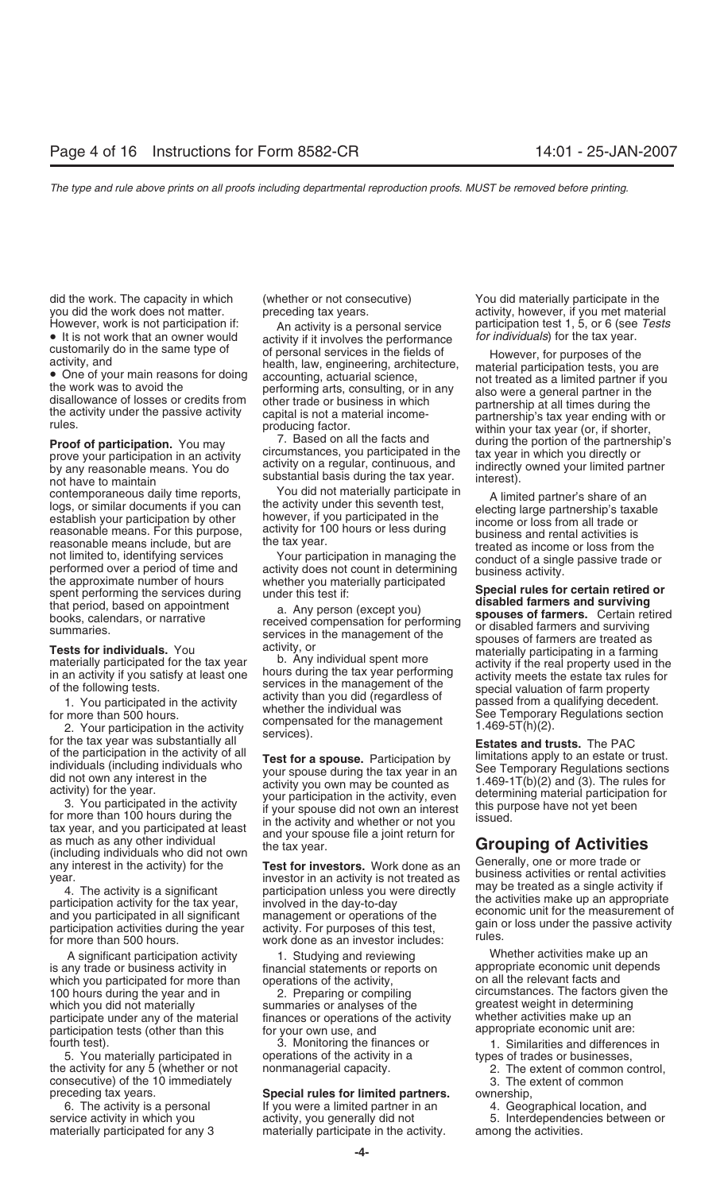did the work. The capacity in which you did the work does not matter. However, work is not participation if:

- It is not work that an owner would customarily do in the same type of activity, and
- One of your main reasons for doing the work was to avoid the disallowance of losses or credits from the activity under the passive activity rules.

**Proof of participation.** You may prove your participation in an activity by any reasonable means. You do not have to maintain contemporaneous daily time reports, logs, or similar documents if you can establish your participation by other reasonable means. For this purpose, reasonable means include, but are not limited to, identifying services performed over a period of time and the approximate number of hours spent performing the services during that period, based on appointment books, calendars, or narrative summaries.

**Tests for individuals.** You materially participated for the tax year in an activity if you satisfy at least one of the following tests.

1. You participated in the activity for more than 500 hours.
2. Your participation in the activity for the tax year was substantially all of the participation in the activity of all individuals (including individuals who did not own any interest in the activity) for the year.
3. You participated in the activity for more than 100 hours during the tax year, and you participated at least as much as any other individual (including individuals who did not own any interest in the activity) for the year.
4. The activity is a significant participation activity for the tax year, and you participated in all significant participation activities during the year for more than 500 hours.

A significant participation activity is any trade or business activity in which you participated for more than 100 hours during the year and in which you did not materially participate under any of the material participation tests (other than this fourth test).

5. You materially participated in the activity for any 5 (whether or not consecutive) of the 10 immediately preceding tax years.
6. The activity is a personal service activity in which you materially participated for any 3 (whether or not consecutive) preceding tax years.

An activity is a personal service activity if it involves the performance of personal services in the fields of health, law, engineering, architecture, accounting, actuarial science, performing arts, consulting, or in any other trade or business in which capital is not a material income-producing factor.

7. Based on all the facts and circumstances, you participated in the activity on a regular, continuous, and substantial basis during the tax year.

You did not materially participate in the activity under this seventh test, however, if you participated in the activity for 100 hours or less during the tax year.

Your participation in managing the activity does not count in determining whether you materially participated under this test if:

a. Any person (except you) received compensation for performing services in the management of the activity, or

b. Any individual spent more hours during the tax year performing services in the management of the activity than you did (regardless of whether the individual was compensated for the management services).

**Test for a spouse.** Participation by your spouse during the tax year in an activity you own may be counted as your participation in the activity, even if your spouse did not own an interest in the activity and whether or not you and your spouse file a joint return for the tax year.

**Test for investors.** Work done as an investor in an activity is not treated as participation unless you were directly involved in the day-to-day management or operations of the activity. For purposes of this test, work done as an investor includes:

1. Studying and reviewing financial statements or reports on operations of the activity,
2. Preparing or compiling summaries or analyses of the finances or operations of the activity for your own use, and
3. Monitoring the finances or operations of the activity in a nonmanagerial capacity.

**Special rules for limited partners.** If you were a limited partner in an activity, you generally did not materially participate in the activity. You did materially participate in the activity, however, if you met material participation test 1, 5, or 6 (see *Tests for individuals*) for the tax year.

However, for purposes of the material participation tests, you are not treated as a limited partner if you also were a general partner in the partnership at all times during the partnership's tax year ending with or within your tax year (or, if shorter, during the portion of the partnership's tax year in which you directly or indirectly owned your limited partner interest).

A limited partner's share of an electing large partnership's taxable income or loss from all trade or business and rental activities is treated as income or loss from the conduct of a single passive trade or business activity.

**Special rules for certain retired or disabled farmers and surviving spouses of farmers.** Certain retired or disabled farmers and surviving spouses of farmers are treated as materially participating in a farming activity if the real property used in the activity meets the estate tax rules for special valuation of farm property passed from a qualifying decedent. See Temporary Regulations section 1.469-5T(h)(2).

**Estates and trusts.** The PAC limitations apply to an estate or trust. See Temporary Regulations sections 1.469-1T(b)(2) and (3). The rules for determining material participation for this purpose have not yet been issued.

## Grouping of Activities

Generally, one or more trade or business activities or rental activities may be treated as a single activity if the activities make up an appropriate economic unit for the measurement of gain or loss under the passive activity rules.

Whether activities make up an appropriate economic unit depends on all the relevant facts and circumstances. The factors given the greatest weight in determining whether activities make up an appropriate economic unit are:

1. Similarities and differences in types of trades or businesses,
2. The extent of common control,
3. The extent of common ownership,
4. Geographical location, and
5. Interdependencies between or among the activities.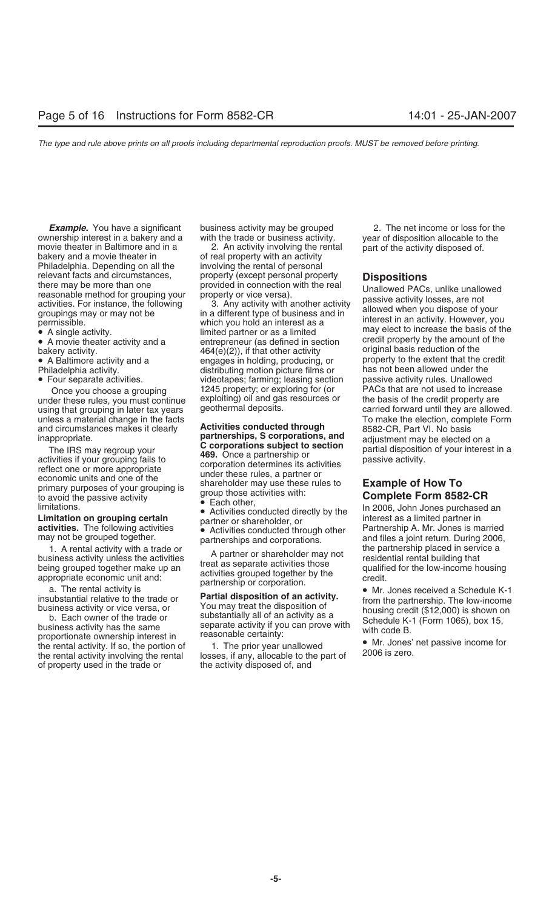***Example.*** You have a significant ownership interest in a bakery and a movie theater in Baltimore and in a bakery and a movie theater in Philadelphia. Depending on all the relevant facts and circumstances, there may be more than one reasonable method for grouping your activities. For instance, the following groupings may or may not be permissible.

- A single activity.
- A movie theater activity and a bakery activity.
- A Baltimore activity and a Philadelphia activity.
- Four separate activities.

Once you choose a grouping under these rules, you must continue using that grouping in later tax years unless a material change in the facts and circumstances makes it clearly inappropriate.

The IRS may regroup your activities if your grouping fails to reflect one or more appropriate economic units and one of the primary purposes of your grouping is to avoid the passive activity limitations.

**Limitation on grouping certain activities.** The following activities may not be grouped together.

1. A rental activity with a trade or business activity unless the activities being grouped together make up an appropriate economic unit and:

a. The rental activity is insubstantial relative to the trade or business activity or vice versa, or

b. Each owner of the trade or business activity has the same proportionate ownership interest in the rental activity. If so, the portion of the rental activity involving the rental of property used in the trade or business activity may be grouped with the trade or business activity.

2. An activity involving the rental of real property with an activity involving the rental of personal property (except personal property provided in connection with the real property or vice versa).

3. Any activity with another activity in a different type of business and in which you hold an interest as a limited partner or as a limited entrepreneur (as defined in section 464(e)(2)), if that other activity engages in holding, producing, or distributing motion picture films or videotapes; farming; leasing section 1245 property; or exploring for (or exploiting) oil and gas resources or geothermal deposits.

**Activities conducted through partnerships, S corporations, and C corporations subject to section 469.** Once a partnership or corporation determines its activities under these rules, a partner or shareholder may use these rules to group those activities with:

- Each other,
- Activities conducted directly by the partner or shareholder, or
- Activities conducted through other partnerships and corporations.

A partner or shareholder may not treat as separate activities those activities grouped together by the partnership or corporation.

**Partial disposition of an activity.** You may treat the disposition of substantially all of an activity as a separate activity if you can prove with reasonable certainty:

1. The prior year unallowed losses, if any, allocable to the part of the activity disposed of, and

2. The net income or loss for the year of disposition allocable to the part of the activity disposed of.

## Dispositions

Unallowed PACs, unlike unallowed passive activity losses, are not allowed when you dispose of your interest in an activity. However, you may elect to increase the basis of the credit property by the amount of the original basis reduction of the property to the extent that the credit has not been allowed under the passive activity rules. Unallowed PACs that are not used to increase the basis of the credit property are carried forward until they are allowed. To make the election, complete Form 8582-CR, Part VI. No basis adjustment may be elected on a partial disposition of your interest in a passive activity.

## Example of How To Complete Form 8582-CR

In 2006, John Jones purchased an interest as a limited partner in Partnership A. Mr. Jones is married and files a joint return. During 2006, the partnership placed in service a residential rental building that qualified for the low-income housing credit.

- Mr. Jones received a Schedule K-1 from the partnership. The low-income housing credit ($12,000) is shown on Schedule K-1 (Form 1065), box 15, with code B.
- Mr. Jones' net passive income for 2006 is zero.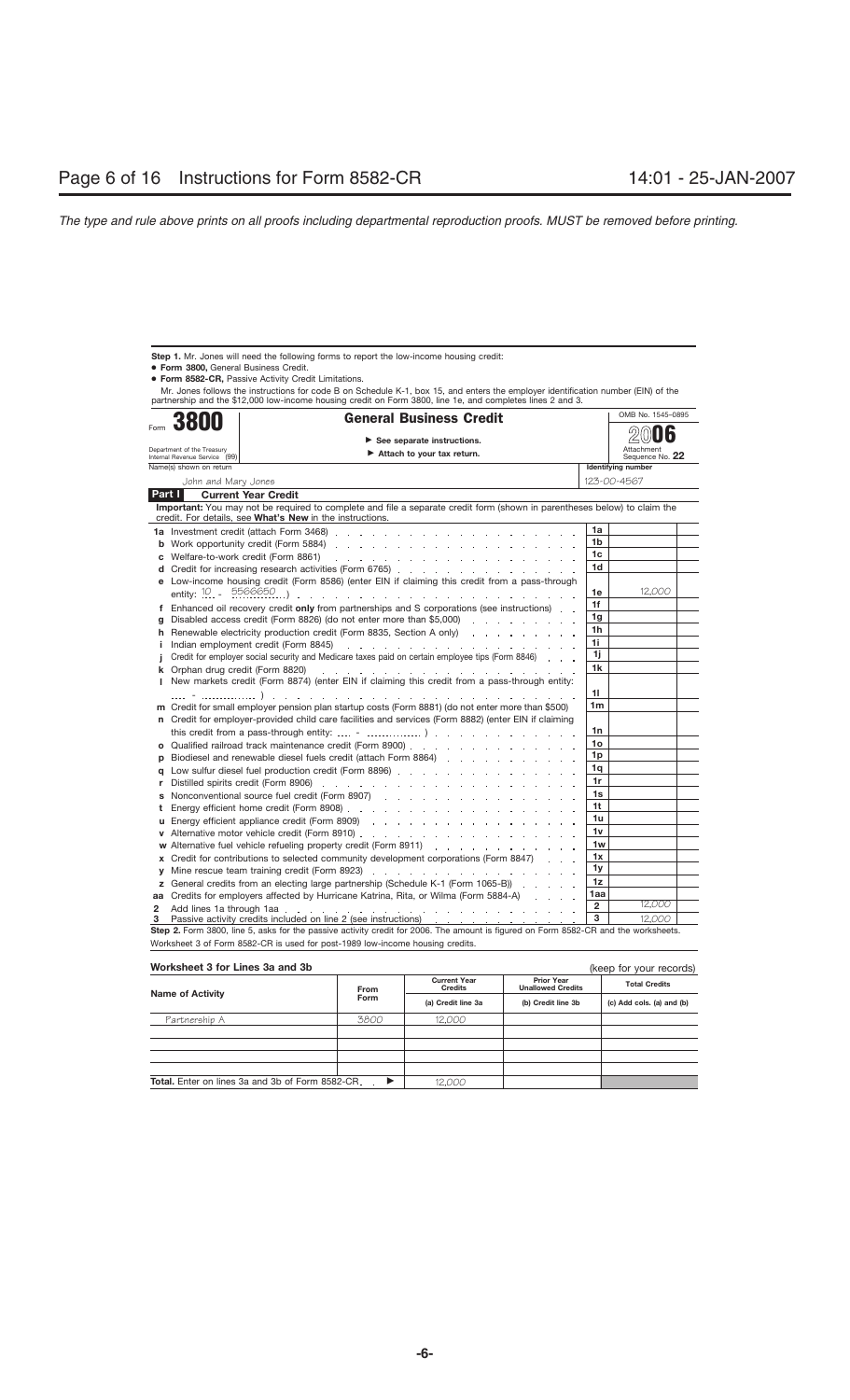**Step 1.** Mr. Jones will need the following forms to report the low-income housing credit:

- **Form 3800,** General Business Credit.
- **Form 8582-CR,** Passive Activity Credit Limitations.

Mr. Jones follows the instructions for code B on Schedule K-1, box 15, and enters the employer identification number (EIN) of the partnership and the $12,000 low-income housing credit on Form 3800, line 1e, and completes lines 2 and 3.

Form **3800** — **General Business Credit**

▶ See separate instructions.
▶ Attach to your tax return.

OMB No. 1545-0895 — 2006 — Attachment Sequence No. **22**

Department of the Treasury Internal Revenue Service (99)

Name(s) shown on return: John and Mary Jones — Identifying number: 123-00-4567

**Part I — Current Year Credit**

**Important:** You may not be required to complete and file a separate credit form (shown in parentheses below) to claim the credit. For details, see **What's New** in the instructions.

| | Line | | Amount |
|---|---|---|---|
| **1a** | Investment credit (attach Form 3468) | 1a | |
| **b** | Work opportunity credit (Form 5884) | 1b | |
| **c** | Welfare-to-work credit (Form 8861) | 1c | |
| **d** | Credit for increasing research activities (Form 6765) | 1d | |
| **e** | Low-income housing credit (Form 8586) (enter EIN if claiming this credit from a pass-through entity: 10 - 5566650 ) | 1e | 12,000 |
| **f** | Enhanced oil recovery credit **only** from partnerships and S corporations (see instructions) | 1f | |
| **g** | Disabled access credit (Form 8826) (do not enter more than $5,000) | 1g | |
| **h** | Renewable electricity production credit (Form 8835, Section A only) | 1h | |
| **i** | Indian employment credit (Form 8845) | 1i | |
| **j** | Credit for employer social security and Medicare taxes paid on certain employee tips (Form 8846) | 1j | |
| **k** | Orphan drug credit (Form 8820) | 1k | |
| **l** | New markets credit (Form 8874) (enter EIN if claiming this credit from a pass-through entity: .... - .............. ) | 1l | |
| **m** | Credit for small employer pension plan startup costs (Form 8881) (do not enter more than $500) | 1m | |
| **n** | Credit for employer-provided child care facilities and services (Form 8882) (enter EIN if claiming this credit from a pass-through entity: .... - .............. ) | 1n | |
| **o** | Qualified railroad track maintenance credit (Form 8900) | 1o | |
| **p** | Biodiesel and renewable diesel fuels credit (attach Form 8864) | 1p | |
| **q** | Low sulfur diesel fuel production credit (Form 8896) | 1q | |
| **r** | Distilled spirits credit (Form 8906) | 1r | |
| **s** | Nonconventional source fuel credit (Form 8907) | 1s | |
| **t** | Energy efficient home credit (Form 8908) | 1t | |
| **u** | Energy efficient appliance credit (Form 8909) | 1u | |
| **v** | Alternative motor vehicle credit (Form 8910) | 1v | |
| **w** | Alternative fuel vehicle refueling property credit (Form 8911) | 1w | |
| **x** | Credit for contributions to selected community development corporations (Form 8847) | 1x | |
| **y** | Mine rescue team training credit (Form 8923) | 1y | |
| **z** | General credits from an electing large partnership (Schedule K-1 (Form 1065-B)) | 1z | |
| **aa** | Credits for employers affected by Hurricane Katrina, Rita, or Wilma (Form 5884-A) | 1aa | |
| **2** | Add lines 1a through 1aa | 2 | 12,000 |
| **3** | Passive activity credits included on line 2 (see instructions) | 3 | 12,000 |

**Step 2.** Form 3800, line 5, asks for the passive activity credit for 2006. The amount is figured on Form 8582-CR and the worksheets. Worksheet 3 of Form 8582-CR is used for post-1989 low-income housing credits.

**Worksheet 3 for Lines 3a and 3b** (keep for your records)

| Name of Activity | From Form | Current Year Credits (a) Credit line 3a | Prior Year Unallowed Credits (b) Credit line 3b | Total Credits (c) Add cols. (a) and (b) |
|---|---|---|---|---|
| Partnership A | 3800 | 12,000 | | |
| | | | | |
| | | | | |
| | | | | |
| | | | | |
| **Total.** Enter on lines 3a and 3b of Form 8582-CR ▶ | | 12,000 | | |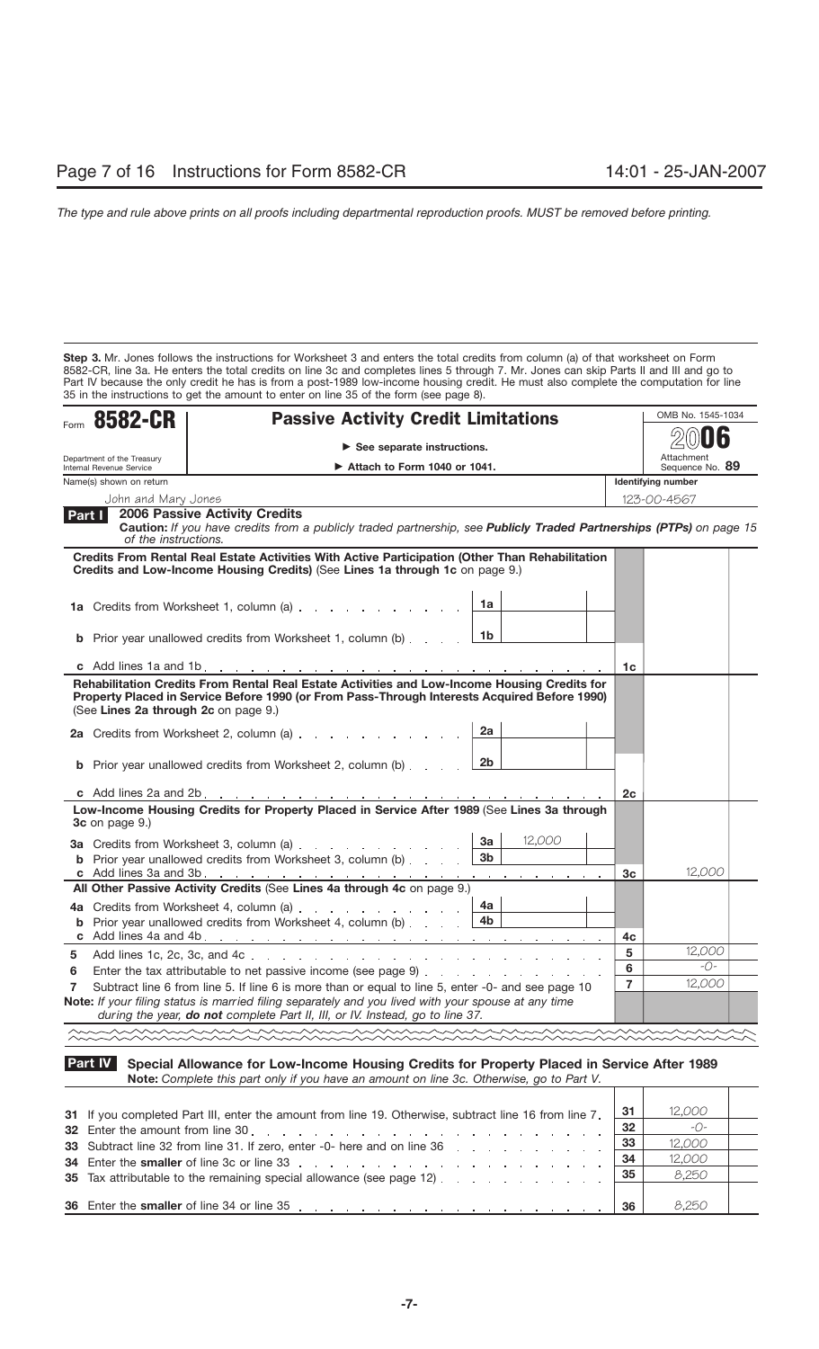*The type and rule above prints on all proofs including departmental reproduction proofs. MUST be removed before printing.*

**Step 3.** Mr. Jones follows the instructions for Worksheet 3 and enters the total credits from column (a) of that worksheet on Form 8582-CR, line 3a. He enters the total credits on line 3c and completes lines 5 through 7. Mr. Jones can skip Parts II and III and go to Part IV because the only credit he has is from a post-1989 low-income housing credit. He must also complete the computation for line 35 in the instructions to get the amount to enter on line 35 of the form (see page 8).

Form **8582-CR** — **Passive Activity Credit Limitations**

► See separate instructions.
► Attach to Form 1040 or 1041.

Department of the Treasury, Internal Revenue Service

OMB No. 1545-1034 — **2006** — Attachment Sequence No. **89**

Name(s) shown on return: John and Mary Jones — Identifying number: 123-00-4567

**Part I — 2006 Passive Activity Credits**

**Caution:** *If you have credits from a publicly traded partnership, see **Publicly Traded Partnerships (PTPs)** on page 15 of the instructions.*

| Line | Description | Line | Amount | Line | Amount |
|---|---|---|---|---|---|
| | **Credits From Rental Real Estate Activities With Active Participation (Other Than Rehabilitation Credits and Low-Income Housing Credits)** (See **Lines 1a through 1c** on page 9.) | | | | |
| 1a | Credits from Worksheet 1, column (a) | 1a | | | |
| b | Prior year unallowed credits from Worksheet 1, column (b) | 1b | | | |
| c | Add lines 1a and 1b | | | 1c | |
| | **Rehabilitation Credits From Rental Real Estate Activities and Low-Income Housing Credits for Property Placed in Service Before 1990 (or From Pass-Through Interests Acquired Before 1990)** (See **Lines 2a through 2c** on page 9.) | | | | |
| 2a | Credits from Worksheet 2, column (a) | 2a | | | |
| b | Prior year unallowed credits from Worksheet 2, column (b) | 2b | | | |
| c | Add lines 2a and 2b | | | 2c | |
| | **Low-Income Housing Credits for Property Placed in Service After 1989** (See **Lines 3a through 3c** on page 9.) | | | | |
| 3a | Credits from Worksheet 3, column (a) | 3a | 12,000 | | |
| b | Prior year unallowed credits from Worksheet 3, column (b) | 3b | | | |
| c | Add lines 3a and 3b | | | 3c | 12,000 |
| | **All Other Passive Activity Credits** (See **Lines 4a through 4c** on page 9.) | | | | |
| 4a | Credits from Worksheet 4, column (a) | 4a | | | |
| b | Prior year unallowed credits from Worksheet 4, column (b) | 4b | | | |
| c | Add lines 4a and 4b | | | 4c | |
| 5 | Add lines 1c, 2c, 3c, and 4c | | | 5 | 12,000 |
| 6 | Enter the tax attributable to net passive income (see page 9) | | | 6 | -0- |
| 7 | Subtract line 6 from line 5. If line 6 is more than or equal to line 5, enter -0- and see page 10 | | | 7 | 12,000 |

**Note:** *If your filing status is married filing separately and you lived with your spouse at any time during the year, **do not** complete Part II, III, or IV. Instead, go to line 37.*

**Part IV — Special Allowance for Low-Income Housing Credits for Property Placed in Service After 1989**

**Note:** *Complete this part only if you have an amount on line 3c. Otherwise, go to Part V.*

| Line | Description | Line | Amount |
|---|---|---|---|
| 31 | If you completed Part III, enter the amount from line 19. Otherwise, subtract line 16 from line 7 | 31 | 12,000 |
| 32 | Enter the amount from line 30 | 32 | -0- |
| 33 | Subtract line 32 from line 31. If zero, enter -0- here and on line 36 | 33 | 12,000 |
| 34 | Enter the **smaller** of line 3c or line 33 | 34 | 12,000 |
| 35 | Tax attributable to the remaining special allowance (see page 12) | 35 | 8,250 |
| 36 | Enter the **smaller** of line 34 or line 35 | 36 | 8,250 |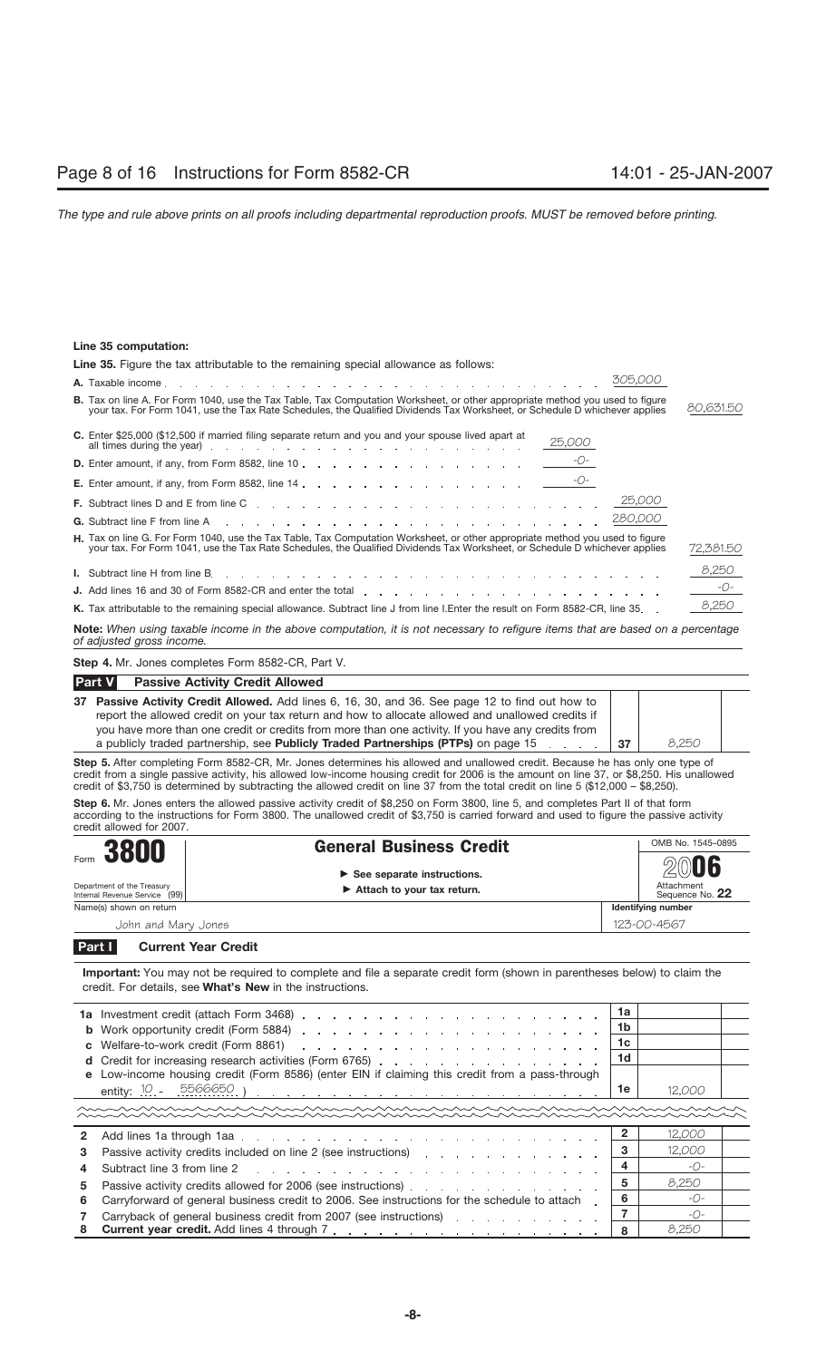**Line 35 computation:**

**Line 35.** Figure the tax attributable to the remaining special allowance as follows:

| | | | |
|---|---|---|---|
| **A.** Taxable income | | 305,000 | |
| **B.** Tax on line A. For Form 1040, use the Tax Table, Tax Computation Worksheet, or other appropriate method you used to figure your tax. For Form 1041, use the Tax Rate Schedules, the Qualified Dividends Tax Worksheet, or Schedule D whichever applies | | | 80,631.50 |
| **C.** Enter $25,000 ($12,500 if married filing separate return and you and your spouse lived apart at all times during the year) | 25,000 | | |
| **D.** Enter amount, if any, from Form 8582, line 10 | -0- | | |
| **E.** Enter amount, if any, from Form 8582, line 14 | -0- | | |
| **F.** Subtract lines D and E from line C | | 25,000 | |
| **G.** Subtract line F from line A | | 280,000 | |
| **H.** Tax on line G. For Form 1040, use the Tax Table, Tax Computation Worksheet, or other appropriate method you used to figure your tax. For Form 1041, use the Tax Rate Schedules, the Qualified Dividends Tax Worksheet, or Schedule D whichever applies | | | 72,381.50 |
| **I.** Subtract line H from line B | | | 8,250 |
| **J.** Add lines 16 and 30 of Form 8582-CR and enter the total | | | -0- |
| **K.** Tax attributable to the remaining special allowance. Subtract line J from line I. Enter the result on Form 8582-CR, line 35 | | | 8,250 |

**Note:** *When using taxable income in the above computation, it is not necessary to refigure items that are based on a percentage of adjusted gross income.*

**Step 4.** Mr. Jones completes Form 8582-CR, Part V.

**Part V — Passive Activity Credit Allowed**

| | | |
|---|---|---|
| **37 Passive Activity Credit Allowed.** Add lines 6, 16, 30, and 36. See page 12 to find out how to report the allowed credit on your tax return and how to allocate allowed and unallowed credits if you have more than one credit or credits from more than one activity. If you have any credits from a publicly traded partnership, see **Publicly Traded Partnerships (PTPs)** on page 15 | 37 | 8,250 |

**Step 5.** After completing Form 8582-CR, Mr. Jones determines his allowed and unallowed credit. Because he has only one type of credit from a single passive activity, his allowed low-income housing credit for 2006 is the amount on line 37, or $8,250. His unallowed credit of $3,750 is determined by subtracting the allowed credit on line 37 from the total credit on line 5 ($12,000 – $8,250).

**Step 6.** Mr. Jones enters the allowed passive activity credit of $8,250 on Form 3800, line 5, and completes Part II of that form according to the instructions for Form 3800. The unallowed credit of $3,750 is carried forward and used to figure the passive activity credit allowed for 2007.

Form **3800** — **General Business Credit** — OMB No. 1545-0895 — 2006

Department of the Treasury, Internal Revenue Service (99)

► See separate instructions.
► Attach to your tax return.

Attachment Sequence No. **22**

Name(s) shown on return: John and Mary Jones — Identifying number: 123-00-4567

**Part I — Current Year Credit**

**Important:** You may not be required to complete and file a separate credit form (shown in parentheses below) to claim the credit. For details, see **What's New** in the instructions.

| | | |
|---|---|---|
| **1a** Investment credit (attach Form 3468) | 1a | |
| **b** Work opportunity credit (Form 5884) | 1b | |
| **c** Welfare-to-work credit (Form 8861) | 1c | |
| **d** Credit for increasing research activities (Form 6765) | 1d | |
| **e** Low-income housing credit (Form 8586) (enter EIN if claiming this credit from a pass-through entity: 10 - 5566650) | 1e | 12,000 |
| **2** Add lines 1a through 1aa | 2 | 12,000 |
| **3** Passive activity credits included on line 2 (see instructions) | 3 | 12,000 |
| **4** Subtract line 3 from line 2 | 4 | -0- |
| **5** Passive activity credits allowed for 2006 (see instructions) | 5 | 8,250 |
| **6** Carryforward of general business credit to 2006. See instructions for the schedule to attach | 6 | -0- |
| **7** Carryback of general business credit from 2007 (see instructions) | 7 | -0- |
| **8** **Current year credit.** Add lines 4 through 7 | 8 | 8,250 |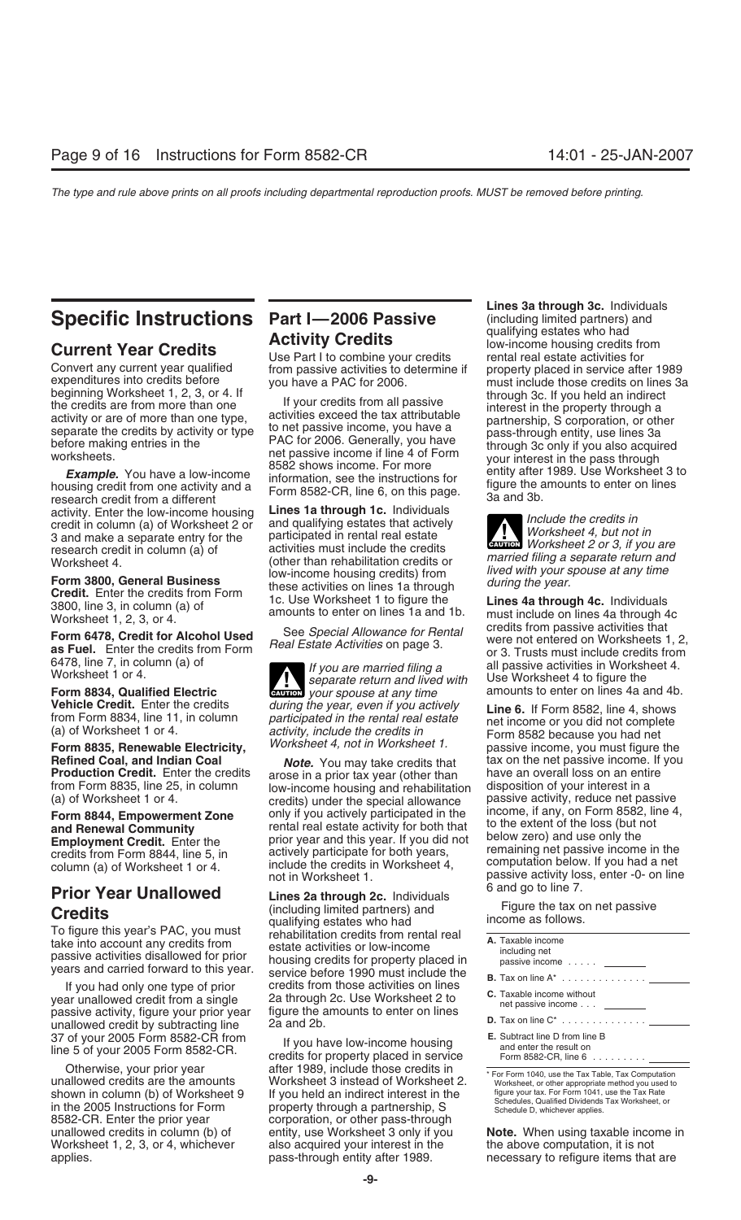# Specific Instructions

## Current Year Credits

Convert any current year qualified expenditures into credits before beginning Worksheet 1, 2, 3, or 4. If the credits are from more than one activity or are of more than one type, separate the credits by activity or type before making entries in the worksheets.

***Example.*** You have a low-income housing credit from one activity and a research credit from a different activity. Enter the low-income housing credit in column (a) of Worksheet 2 or 3 and make a separate entry for the research credit in column (a) of Worksheet 4.

**Form 3800, General Business Credit.** Enter the credits from Form 3800, line 3, in column (a) of Worksheet 1, 2, 3, or 4.

**Form 6478, Credit for Alcohol Used as Fuel.** Enter the credits from Form 6478, line 7, in column (a) of Worksheet 1 or 4.

**Form 8834, Qualified Electric Vehicle Credit.** Enter the credits from Form 8834, line 11, in column (a) of Worksheet 1 or 4.

**Form 8835, Renewable Electricity, Refined Coal, and Indian Coal Production Credit.** Enter the credits from Form 8835, line 25, in column (a) of Worksheet 1 or 4.

**Form 8844, Empowerment Zone and Renewal Community Employment Credit.** Enter the credits from Form 8844, line 5, in column (a) of Worksheet 1 or 4.

## Prior Year Unallowed Credits

To figure this year's PAC, you must take into account any credits from passive activities disallowed for prior years and carried forward to this year.

If you had only one type of prior year unallowed credit from a single passive activity, figure your prior year unallowed credit by subtracting line 37 of your 2005 Form 8582-CR from line 5 of your 2005 Form 8582-CR.

Otherwise, your prior year unallowed credits are the amounts shown in column (b) of Worksheet 9 in the 2005 Instructions for Form 8582-CR. Enter the prior year unallowed credits in column (b) of Worksheet 1, 2, 3, or 4, whichever applies.

# Part I—2006 Passive Activity Credits

Use Part I to combine your credits from passive activities to determine if you have a PAC for 2006.

If your credits from all passive activities exceed the tax attributable to net passive income, you have a PAC for 2006. Generally, you have net passive income if line 4 of Form 8582 shows income. For more information, see the instructions for Form 8582-CR, line 6, on this page.

**Lines 1a through 1c.** Individuals and qualifying estates that actively participated in rental real estate activities must include the credits (other than rehabilitation credits or low-income housing credits) from these activities on lines 1a through 1c. Use Worksheet 1 to figure the amounts to enter on lines 1a and 1b.

See *Special Allowance for Rental Real Estate Activities* on page 3.

**CAUTION:** *If you are married filing a separate return and lived with your spouse at any time during the year, even if you actively participated in the rental real estate activity, include the credits in Worksheet 4, not in Worksheet 1.*

***Note.*** You may take credits that arose in a prior tax year (other than low-income housing and rehabilitation credits) under the special allowance only if you actively participated in the rental real estate activity for both that prior year and this year. If you did not actively participate for both years, include the credits in Worksheet 4, not in Worksheet 1.

**Lines 2a through 2c.** Individuals (including limited partners) and qualifying estates who had rehabilitation credits from rental real estate activities or low-income housing credits for property placed in service before 1990 must include the credits from those activities on lines 2a through 2c. Use Worksheet 2 to figure the amounts to enter on lines 2a and 2b.

If you have low-income housing credits for property placed in service after 1989, include those credits in Worksheet 3 instead of Worksheet 2. If you held an indirect interest in the property through a partnership, S corporation, or other pass-through entity, use Worksheet 3 only if you also acquired your interest in the pass-through entity after 1989.

**Lines 3a through 3c.** Individuals (including limited partners) and qualifying estates who had low-income housing credits from rental real estate activities for property placed in service after 1989 must include those credits on lines 3a through 3c. If you held an indirect interest in the property through a partnership, S corporation, or other pass-through entity, use lines 3a through 3c only if you also acquired your interest in the pass through entity after 1989. Use Worksheet 3 to figure the amounts to enter on lines 3a and 3b.

**CAUTION:** *Include the credits in Worksheet 4, but not in Worksheet 2 or 3, if you are married filing a separate return and lived with your spouse at any time during the year.*

**Lines 4a through 4c.** Individuals must include on lines 4a through 4c credits from passive activities that were not entered on Worksheets 1, 2, or 3. Trusts must include credits from all passive activities in Worksheet 4. Use Worksheet 4 to figure the amounts to enter on lines 4a and 4b.

**Line 6.** If Form 8582, line 4, shows net income or you did not complete Form 8582 because you had net passive income, you must figure the tax on the net passive income. If you have an overall loss on an entire disposition of your interest in a passive activity, reduce net passive income, if any, on Form 8582, line 4, to the extent of the loss (but not below zero) and use only the remaining net passive income in the computation below. If you had a net passive activity loss, enter -0- on line 6 and go to line 7.

Figure the tax on net passive income as follows.

| | |
|---|---|
| **A.** Taxable income including net passive income . . . . . | ______ |
| **B.** Tax on line A* . . . . . . . . . . . . . . | ______ |
| **C.** Taxable income without net passive income . . . | ______ |
| **D.** Tax on line C* . . . . . . . . . . . . . . | ______ |
| **E.** Subtract line D from line B and enter the result on Form 8582-CR, line 6 . . . . . . . . . | ______ |

\* For Form 1040, use the Tax Table, Tax Computation Worksheet, or other appropriate method you used to figure your tax. For Form 1041, use the Tax Rate Schedules, Qualified Dividends Tax Worksheet, or Schedule D, whichever applies.

**Note.** When using taxable income in the above computation, it is not necessary to refigure items that are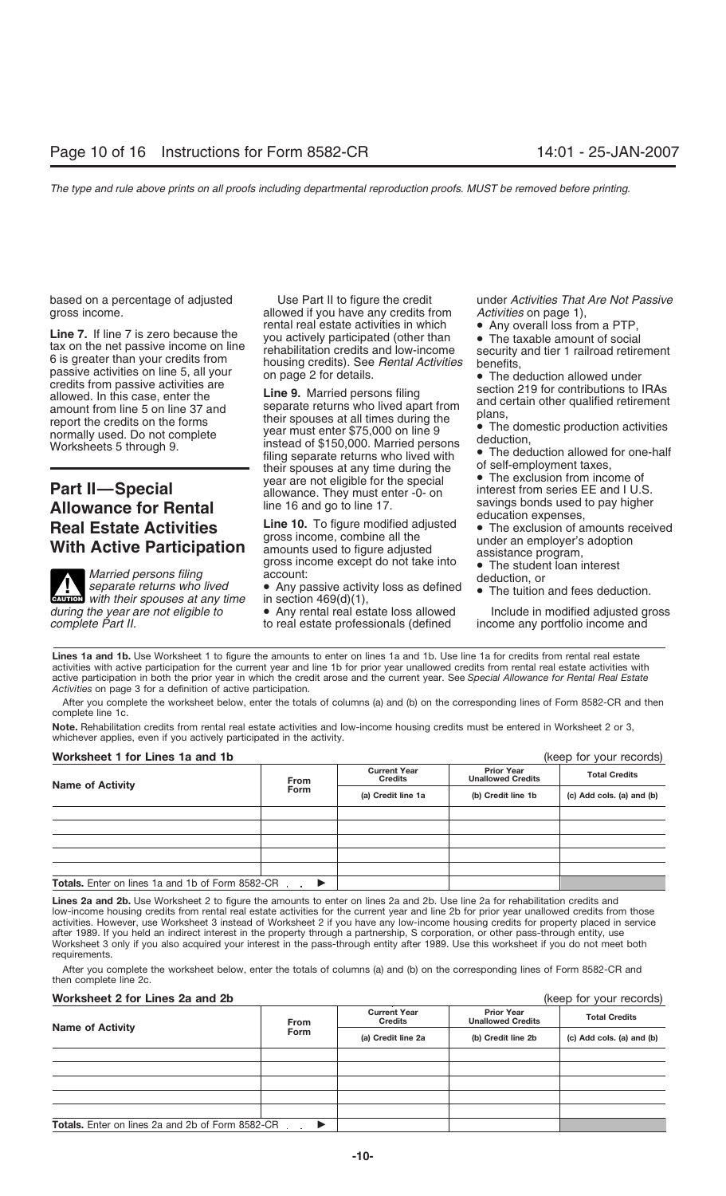based on a percentage of adjusted gross income.

**Line 7.** If line 7 is zero because the tax on the net passive income on line 6 is greater than your credits from passive activities on line 5, all your credits from passive activities are allowed. In this case, enter the amount from line 5 on line 37 and report the credits on the forms normally used. Do not complete Worksheets 5 through 9.

## Part II—Special Allowance for Rental Real Estate Activities With Active Participation

> **CAUTION:** *Married persons filing separate returns who lived with their spouses at any time during the year are not eligible to complete Part II.*

Use Part II to figure the credit allowed if you have any credits from rental real estate activities in which you actively participated (other than rehabilitation credits and low-income housing credits). See *Rental Activities* on page 2 for details.

**Line 9.** Married persons filing separate returns who lived apart from their spouses at all times during the year must enter $75,000 on line 9 instead of $150,000. Married persons filing separate returns who lived with their spouses at any time during the year are not eligible for the special allowance. They must enter -0- on line 16 and go to line 17.

**Line 10.** To figure modified adjusted gross income, combine all the amounts used to figure adjusted gross income except do not take into account:

- Any passive activity loss as defined in section 469(d)(1),
- Any rental real estate loss allowed to real estate professionals (defined under *Activities That Are Not Passive Activities* on page 1),
- Any overall loss from a PTP,
- The taxable amount of social security and tier 1 railroad retirement benefits,
- The deduction allowed under section 219 for contributions to IRAs and certain other qualified retirement plans,
- The domestic production activities deduction,
- The deduction allowed for one-half of self-employment taxes,
- The exclusion from income of interest from series EE and I U.S. savings bonds used to pay higher education expenses,
- The exclusion of amounts received under an employer's adoption assistance program,
- The student loan interest deduction, or
- The tuition and fees deduction.

Include in modified adjusted gross income any portfolio income and

**Lines 1a and 1b.** Use Worksheet 1 to figure the amounts to enter on lines 1a and 1b. Use line 1a for credits from rental real estate activities with active participation for the current year and line 1b for prior year unallowed credits from rental real estate activities with active participation in both the prior year in which the credit arose and the current year. See *Special Allowance for Rental Real Estate Activities* on page 3 for a definition of active participation.

After you complete the worksheet below, enter the totals of columns (a) and (b) on the corresponding lines of Form 8582-CR and then complete line 1c.

**Note.** Rehabilitation credits from rental real estate activities and low-income housing credits must be entered in Worksheet 2 or 3, whichever applies, even if you actively participated in the activity.

**Worksheet 1 for Lines 1a and 1b** (keep for your records)

| Name of Activity | From Form | Current Year Credits | Prior Year Unallowed Credits | Total Credits |
|---|---|---|---|---|
| | | (a) Credit line 1a | (b) Credit line 1b | (c) Add cols. (a) and (b) |
| | | | | |
| | | | | |
| | | | | |
| | | | | |
| **Totals.** Enter on lines 1a and 1b of Form 8582-CR . . ▶ | | | | |

**Lines 2a and 2b.** Use Worksheet 2 to figure the amounts to enter on lines 2a and 2b. Use line 2a for rehabilitation credits and low-income housing credits from rental real estate activities for the current year and line 2b for prior year unallowed credits from those activities. However, use Worksheet 3 instead of Worksheet 2 if you have any low-income housing credits for property placed in service after 1989. If you held an indirect interest in the property through a partnership, S corporation, or other pass-through entity, use Worksheet 3 only if you also acquired your interest in the pass-through entity after 1989. Use this worksheet if you do not meet both requirements.

After you complete the worksheet below, enter the totals of columns (a) and (b) on the corresponding lines of Form 8582-CR and then complete line 2c.

**Worksheet 2 for Lines 2a and 2b** (keep for your records)

| Name of Activity | From Form | Current Year Credits | Prior Year Unallowed Credits | Total Credits |
|---|---|---|---|---|
| | | (a) Credit line 2a | (b) Credit line 2b | (c) Add cols. (a) and (b) |
| | | | | |
| | | | | |
| | | | | |
| | | | | |
| **Totals.** Enter on lines 2a and 2b of Form 8582-CR . . ▶ | | | | |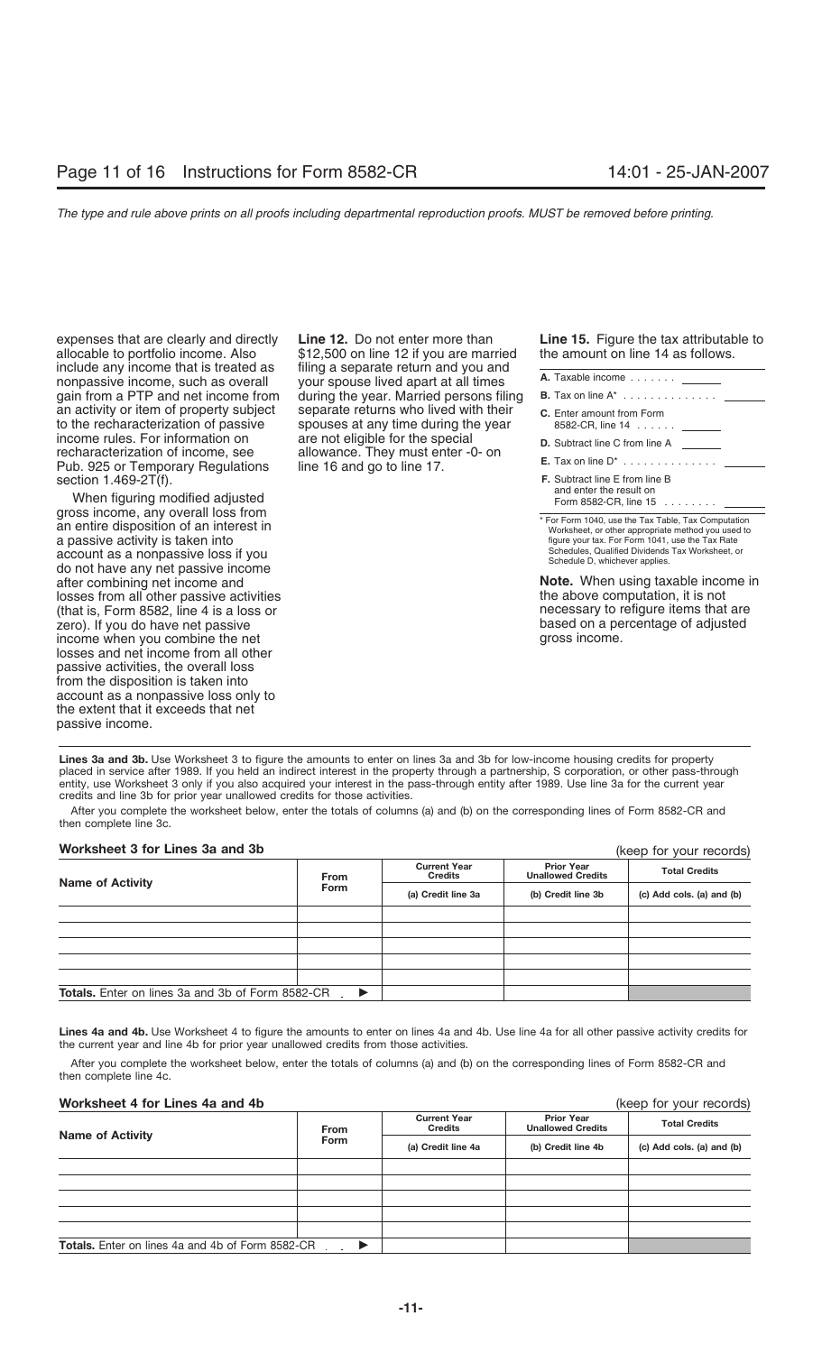expenses that are clearly and directly allocable to portfolio income. Also include any income that is treated as nonpassive income, such as overall gain from a PTP and net income from an activity or item of property subject to the recharacterization of passive income rules. For information on recharacterization of income, see Pub. 925 or Temporary Regulations section 1.469-2T(f).

When figuring modified adjusted gross income, any overall loss from an entire disposition of an interest in a passive activity is taken into account as a nonpassive loss if you do not have any net passive income after combining net income and losses from all other passive activities (that is, Form 8582, line 4 is a loss or zero). If you do have net passive income when you combine the net losses and net income from all other passive activities, the overall loss from the disposition is taken into account as a nonpassive loss only to the extent that it exceeds that net passive income.

**Line 12.** Do not enter more than $12,500 on line 12 if you are married filing a separate return and you and your spouse lived apart at all times during the year. Married persons filing separate returns who lived with their spouses at any time during the year are not eligible for the special allowance. They must enter -0- on line 16 and go to line 17.

**Line 15.** Figure the tax attributable to the amount on line 14 as follows.

| | |
|---|---|
| **A.** Taxable income . . . . . . . | |
| **B.** Tax on line A* . . . . . . . . . . . . . | |
| **C.** Enter amount from Form 8582-CR, line 14 . . . . . . | |
| **D.** Subtract line C from line A | |
| **E.** Tax on line D* . . . . . . . . . . . . . | |
| **F.** Subtract line E from line B and enter the result on Form 8582-CR, line 15 . . . . . . . . | |

\* For Form 1040, use the Tax Table, Tax Computation Worksheet, or other appropriate method you used to figure your tax. For Form 1041, use the Tax Rate Schedules, Qualified Dividends Tax Worksheet, or Schedule D, whichever applies.

**Note.** When using taxable income in the above computation, it is not necessary to refigure items that are based on a percentage of adjusted gross income.

**Lines 3a and 3b.** Use Worksheet 3 to figure the amounts to enter on lines 3a and 3b for low-income housing credits for property placed in service after 1989. If you held an indirect interest in the property through a partnership, S corporation, or other pass-through entity, use Worksheet 3 only if you also acquired your interest in the pass-through entity after 1989. Use line 3a for the current year credits and line 3b for prior year unallowed credits for those activities.

After you complete the worksheet below, enter the totals of columns (a) and (b) on the corresponding lines of Form 8582-CR and then complete line 3c.

**Worksheet 3 for Lines 3a and 3b** (keep for your records)

| Name of Activity | From Form | Current Year Credits | Prior Year Unallowed Credits | Total Credits |
|---|---|---|---|---|
| | | (a) Credit line 3a | (b) Credit line 3b | (c) Add cols. (a) and (b) |
| | | | | |
| | | | | |
| | | | | |
| | | | | |
| | | | | |
| **Totals.** Enter on lines 3a and 3b of Form 8582-CR . ▶ | | | | |

**Lines 4a and 4b.** Use Worksheet 4 to figure the amounts to enter on lines 4a and 4b. Use line 4a for all other passive activity credits for the current year and line 4b for prior year unallowed credits from those activities.

After you complete the worksheet below, enter the totals of columns (a) and (b) on the corresponding lines of Form 8582-CR and then complete line 4c.

**Worksheet 4 for Lines 4a and 4b** (keep for your records)

| Name of Activity | From Form | Current Year Credits | Prior Year Unallowed Credits | Total Credits |
|---|---|---|---|---|
| | | (a) Credit line 4a | (b) Credit line 4b | (c) Add cols. (a) and (b) |
| | | | | |
| | | | | |
| | | | | |
| | | | | |
| | | | | |
| **Totals.** Enter on lines 4a and 4b of Form 8582-CR . . ▶ | | | | |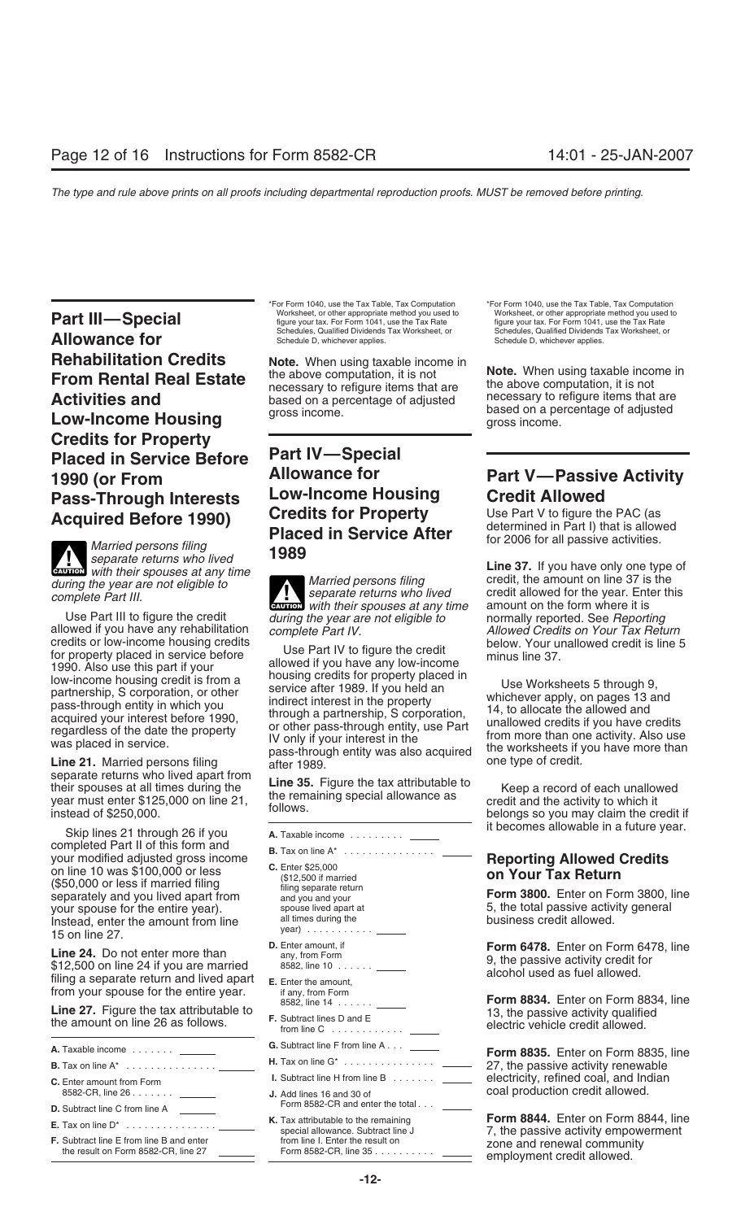## Part III—Special Allowance for Rehabilitation Credits From Rental Real Estate Activities and Low-Income Housing Credits for Property Placed in Service Before 1990 (or From Pass-Through Interests Acquired Before 1990)

**CAUTION** *Married persons filing separate returns who lived with their spouses at any time during the year are not eligible to complete Part III.*

Use Part III to figure the credit allowed if you have any rehabilitation credits or low-income housing credits for property placed in service before 1990. Also use this part if your low-income housing credit is from a partnership, S corporation, or other pass-through entity in which you acquired your interest before 1990, regardless of the date the property was placed in service.

**Line 21.** Married persons filing separate returns who lived apart from their spouses at all times during the year must enter $125,000 on line 21, instead of $250,000.

Skip lines 21 through 26 if you completed Part II of this form and your modified adjusted gross income on line 10 was $100,000 or less ($50,000 or less if married filing separately and you lived apart from your spouse for the entire year). Instead, enter the amount from line 15 on line 27.

**Line 24.** Do not enter more than $12,500 on line 24 if you are married filing a separate return and lived apart from your spouse for the entire year.

**Line 27.** Figure the tax attributable to the amount on line 26 as follows.

| | |
|---|---|
| **A.** Taxable income | _____ |
| **B.** Tax on line A* | _____ |
| **C.** Enter amount from Form 8582-CR, line 26 | _____ |
| **D.** Subtract line C from line A | _____ |
| **E.** Tax on line D* | _____ |
| **F.** Subtract line E from line B and enter the result on Form 8582-CR, line 27 | _____ |

*For Form 1040, use the Tax Table, Tax Computation Worksheet, or other appropriate method you used to figure your tax. For Form 1041, use the Tax Rate Schedules, Qualified Dividends Tax Worksheet, or Schedule D, whichever applies.

**Note.** When using taxable income in the above computation, it is not necessary to refigure items that are based on a percentage of adjusted gross income.

## Part IV—Special Allowance for Low-Income Housing Credits for Property Placed in Service After 1989

**CAUTION** *Married persons filing separate returns who lived with their spouses at any time during the year are not eligible to complete Part IV.*

Use Part IV to figure the credit allowed if you have any low-income housing credits for property placed in service after 1989. If you held an indirect interest in the property through a partnership, S corporation, or other pass-through entity, use Part IV only if your interest in the pass-through entity was also acquired after 1989.

**Line 35.** Figure the tax attributable to the remaining special allowance as follows.

| | |
|---|---|
| **A.** Taxable income | _____ |
| **B.** Tax on line A* | _____ |
| **C.** Enter $25,000 ($12,500 if married filing separate return and you and your spouse lived apart at all times during the year) | _____ |
| **D.** Enter amount, if any, from Form 8582, line 10 | _____ |
| **E.** Enter the amount, if any, from Form 8582, line 14 | _____ |
| **F.** Subtract lines D and E from line C | _____ |
| **G.** Subtract line F from line A | _____ |
| **H.** Tax on line G* | _____ |
| **I.** Subtract line H from line B | _____ |
| **J.** Add lines 16 and 30 of Form 8582-CR and enter the total | _____ |
| **K.** Tax attributable to the remaining special allowance. Subtract line J from line I. Enter the result on Form 8582-CR, line 35 | _____ |

*For Form 1040, use the Tax Table, Tax Computation Worksheet, or other appropriate method you used to figure your tax. For Form 1041, use the Tax Rate Schedules, Qualified Dividends Tax Worksheet, or Schedule D, whichever applies.

**Note.** When using taxable income in the above computation, it is not necessary to refigure items that are based on a percentage of adjusted gross income.

## Part V—Passive Activity Credit Allowed

Use Part V to figure the PAC (as determined in Part I) that is allowed for 2006 for all passive activities.

**Line 37.** If you have only one type of credit, the amount on line 37 is the credit allowed for the year. Enter this amount on the form where it is normally reported. See *Reporting Allowed Credits on Your Tax Return* below. Your unallowed credit is line 5 minus line 37.

Use Worksheets 5 through 9, whichever apply, on pages 13 and 14, to allocate the allowed and unallowed credits if you have credits from more than one activity. Also use the worksheets if you have more than one type of credit.

Keep a record of each unallowed credit and the activity to which it belongs so you may claim the credit if it becomes allowable in a future year.

### Reporting Allowed Credits on Your Tax Return

**Form 3800.** Enter on Form 3800, line 5, the total passive activity general business credit allowed.

**Form 6478.** Enter on Form 6478, line 9, the passive activity credit for alcohol used as fuel allowed.

**Form 8834.** Enter on Form 8834, line 13, the passive activity qualified electric vehicle credit allowed.

**Form 8835.** Enter on Form 8835, line 27, the passive activity renewable electricity, refined coal, and Indian coal production credit allowed.

**Form 8844.** Enter on Form 8844, line 7, the passive activity empowerment zone and renewal community employment credit allowed.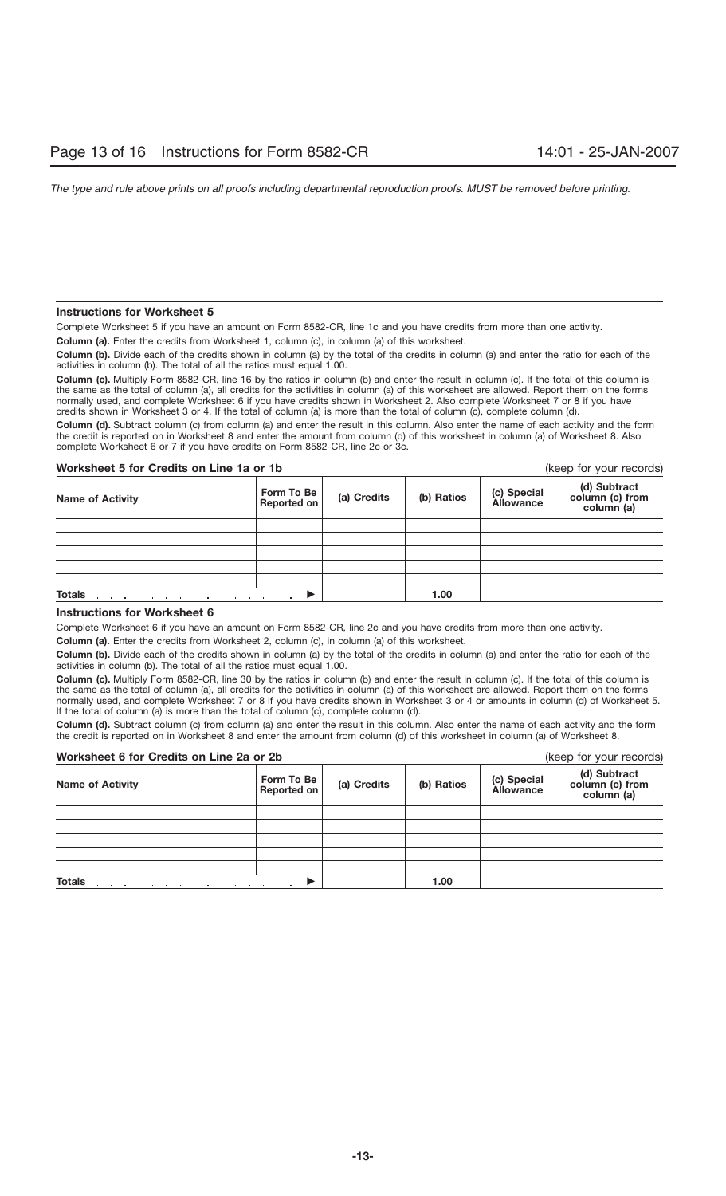### Instructions for Worksheet 5

Complete Worksheet 5 if you have an amount on Form 8582-CR, line 1c and you have credits from more than one activity.

**Column (a).** Enter the credits from Worksheet 1, column (c), in column (a) of this worksheet.

**Column (b).** Divide each of the credits shown in column (a) by the total of the credits in column (a) and enter the ratio for each of the activities in column (b). The total of all the ratios must equal 1.00.

**Column (c).** Multiply Form 8582-CR, line 16 by the ratios in column (b) and enter the result in column (c). If the total of this column is the same as the total of column (a), all credits for the activities in column (a) of this worksheet are allowed. Report them on the forms normally used, and complete Worksheet 6 if you have credits shown in Worksheet 2. Also complete Worksheet 7 or 8 if you have credits shown in Worksheet 3 or 4. If the total of column (a) is more than the total of column (c), complete column (d).

**Column (d).** Subtract column (c) from column (a) and enter the result in this column. Also enter the name of each activity and the form the credit is reported on in Worksheet 8 and enter the amount from column (d) of this worksheet in column (a) of Worksheet 8. Also complete Worksheet 6 or 7 if you have credits on Form 8582-CR, line 2c or 3c.

### Worksheet 5 for Credits on Line 1a or 1b

(keep for your records)

| Name of Activity | Form To Be Reported on | (a) Credits | (b) Ratios | (c) Special Allowance | (d) Subtract column (c) from column (a) |
|---|---|---|---|---|---|
| | | | | | |
| | | | | | |
| | | | | | |
| | | | | | |
| | | | | | |
| **Totals** . . . . . . . . . . . . . . . . ▶ | | | 1.00 | | |

### Instructions for Worksheet 6

Complete Worksheet 6 if you have an amount on Form 8582-CR, line 2c and you have credits from more than one activity.

**Column (a).** Enter the credits from Worksheet 2, column (c), in column (a) of this worksheet.

**Column (b).** Divide each of the credits shown in column (a) by the total of the credits in column (a) and enter the ratio for each of the activities in column (b). The total of all the ratios must equal 1.00.

**Column (c).** Multiply Form 8582-CR, line 30 by the ratios in column (b) and enter the result in column (c). If the total of this column is the same as the total of column (a), all credits for the activities in column (a) of this worksheet are allowed. Report them on the forms normally used, and complete Worksheet 7 or 8 if you have credits shown in Worksheet 3 or 4 or amounts in column (d) of Worksheet 5. If the total of column (a) is more than the total of column (c), complete column (d).

**Column (d).** Subtract column (c) from column (a) and enter the result in this column. Also enter the name of each activity and the form the credit is reported on in Worksheet 8 and enter the amount from column (d) of this worksheet in column (a) of Worksheet 8.

### Worksheet 6 for Credits on Line 2a or 2b

(keep for your records)

| Name of Activity | Form To Be Reported on | (a) Credits | (b) Ratios | (c) Special Allowance | (d) Subtract column (c) from column (a) |
|---|---|---|---|---|---|
| | | | | | |
| | | | | | |
| | | | | | |
| | | | | | |
| | | | | | |
| **Totals** . . . . . . . . . . . . . . . . ▶ | | | 1.00 | | |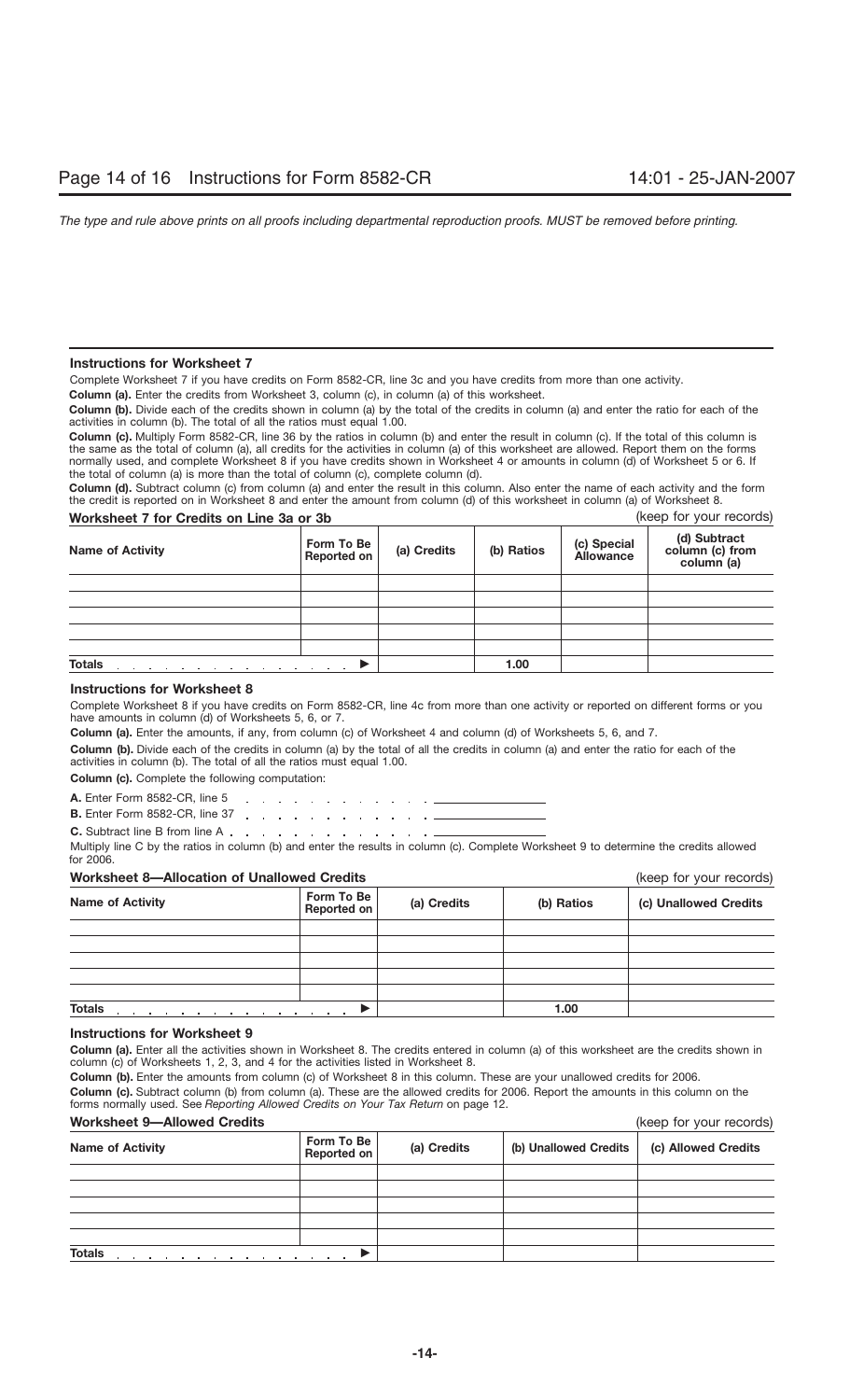### Instructions for Worksheet 7

Complete Worksheet 7 if you have credits on Form 8582-CR, line 3c and you have credits from more than one activity.

**Column (a).** Enter the credits from Worksheet 3, column (c), in column (a) of this worksheet.

**Column (b).** Divide each of the credits shown in column (a) by the total of the credits in column (a) and enter the ratio for each of the activities in column (b). The total of all the ratios must equal 1.00.

**Column (c).** Multiply Form 8582-CR, line 36 by the ratios in column (b) and enter the result in column (c). If the total of this column is the same as the total of column (a), all credits for the activities in column (a) of this worksheet are allowed. Report them on the forms normally used, and complete Worksheet 8 if you have credits shown in Worksheet 4 or amounts in column (d) of Worksheet 5 or 6. If the total of column (a) is more than the total of column (c), complete column (d).

**Column (d).** Subtract column (c) from column (a) and enter the result in this column. Also enter the name of each activity and the form the credit is reported on in Worksheet 8 and enter the amount from column (d) of this worksheet in column (a) of Worksheet 8.

**Worksheet 7 for Credits on Line 3a or 3b** (keep for your records)

| Name of Activity | Form To Be Reported on | (a) Credits | (b) Ratios | (c) Special Allowance | (d) Subtract column (c) from column (a) |
|---|---|---|---|---|---|
| | | | | | |
| | | | | | |
| | | | | | |
| | | | | | |
| | | | | | |
| **Totals** ▶ | | | 1.00 | | |

### Instructions for Worksheet 8

Complete Worksheet 8 if you have credits on Form 8582-CR, line 4c from more than one activity or reported on different forms or you have amounts in column (d) of Worksheets 5, 6, or 7.

**Column (a).** Enter the amounts, if any, from column (c) of Worksheet 4 and column (d) of Worksheets 5, 6, and 7.

**Column (b).** Divide each of the credits in column (a) by the total of all the credits in column (a) and enter the ratio for each of the activities in column (b). The total of all the ratios must equal 1.00.

**Column (c).** Complete the following computation:

**A.** Enter Form 8582-CR, line 5 . . . . . . . . . . . . . ________

**B.** Enter Form 8582-CR, line 37 . . . . . . . . . . . . ________

**C.** Subtract line B from line A . . . . . . . . . . . . . ________

Multiply line C by the ratios in column (b) and enter the results in column (c). Complete Worksheet 9 to determine the credits allowed for 2006.

**Worksheet 8—Allocation of Unallowed Credits** (keep for your records)

| Name of Activity | Form To Be Reported on | (a) Credits | (b) Ratios | (c) Unallowed Credits |
|---|---|---|---|---|
| | | | | |
| | | | | |
| | | | | |
| | | | | |
| | | | | |
| **Totals** ▶ | | | 1.00 | |

### Instructions for Worksheet 9

**Column (a).** Enter all the activities shown in Worksheet 8. The credits entered in column (a) of this worksheet are the credits shown in column (c) of Worksheets 1, 2, 3, and 4 for the activities listed in Worksheet 8.

**Column (b).** Enter the amounts from column (c) of Worksheet 8 in this column. These are your unallowed credits for 2006.

**Column (c).** Subtract column (b) from column (a). These are the allowed credits for 2006. Report the amounts in this column on the forms normally used. See *Reporting Allowed Credits on Your Tax Return* on page 12.

**Worksheet 9—Allowed Credits** (keep for your records)

| Name of Activity | Form To Be Reported on | (a) Credits | (b) Unallowed Credits | (c) Allowed Credits |
|---|---|---|---|---|
| | | | | |
| | | | | |
| | | | | |
| | | | | |
| | | | | |
| **Totals** ▶ | | | | |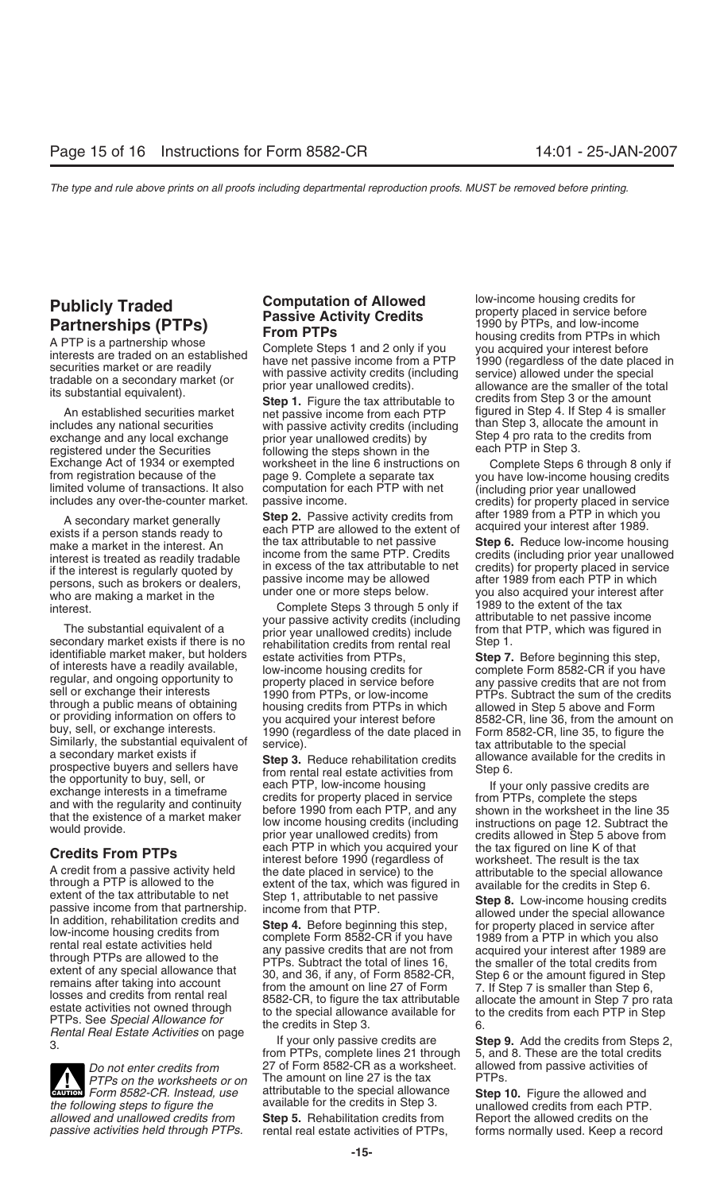## Publicly Traded Partnerships (PTPs)

A PTP is a partnership whose interests are traded on an established securities market or are readily tradable on a secondary market (or its substantial equivalent).

An established securities market includes any national securities exchange and any local exchange registered under the Securities Exchange Act of 1934 or exempted from registration because of the limited volume of transactions. It also includes any over-the-counter market.

A secondary market generally exists if a person stands ready to make a market in the interest. An interest is treated as readily tradable if the interest is regularly quoted by persons, such as brokers or dealers, who are making a market in the interest.

The substantial equivalent of a secondary market exists if there is no identifiable market maker, but holders of interests have a readily available, regular, and ongoing opportunity to sell or exchange their interests through a public means of obtaining or providing information on offers to buy, sell, or exchange interests. Similarly, the substantial equivalent of a secondary market exists if prospective buyers and sellers have the opportunity to buy, sell, or exchange interests in a timeframe and with the regularity and continuity that the existence of a market maker would provide.

### Credits From PTPs

A credit from a passive activity held through a PTP is allowed to the extent of the tax attributable to net passive income from that partnership. In addition, rehabilitation credits and low-income housing credits from rental real estate activities held through PTPs are allowed to the extent of any special allowance that remains after taking into account losses and credits from rental real estate activities not owned through PTPs. See *Special Allowance for Rental Real Estate Activities* on page 3.

**CAUTION:** *Do not enter credits from PTPs on the worksheets or on Form 8582-CR. Instead, use the following steps to figure the allowed and unallowed credits from passive activities held through PTPs.*

### Computation of Allowed Passive Activity Credits From PTPs

Complete Steps 1 and 2 only if you have net passive income from a PTP with passive activity credits (including prior year unallowed credits).

**Step 1.** Figure the tax attributable to net passive income from each PTP with passive activity credits (including prior year unallowed credits) by following the steps shown in the worksheet in the line 6 instructions on page 9. Complete a separate tax computation for each PTP with net passive income.

**Step 2.** Passive activity credits from each PTP are allowed to the extent of the tax attributable to net passive income from the same PTP. Credits in excess of the tax attributable to net passive income may be allowed under one or more steps below.

Complete Steps 3 through 5 only if your passive activity credits (including prior year unallowed credits) include rehabilitation credits from rental real estate activities from PTPs, low-income housing credits for property placed in service before 1990 from PTPs, or low-income housing credits from PTPs in which you acquired your interest before 1990 (regardless of the date placed in service).

**Step 3.** Reduce rehabilitation credits from rental real estate activities from each PTP, low-income housing credits for property placed in service before 1990 from each PTP, and any low income housing credits (including prior year unallowed credits) from each PTP in which you acquired your interest before 1990 (regardless of the date placed in service) to the extent of the tax, which was figured in Step 1, attributable to net passive income from that PTP.

**Step 4.** Before beginning this step, complete Form 8582-CR if you have any passive credits that are not from PTPs. Subtract the total of lines 16, 30, and 36, if any, of Form 8582-CR, from the amount on line 27 of Form 8582-CR, to figure the tax attributable to the special allowance available for the credits in Step 3.

If your only passive credits are from PTPs, complete lines 21 through 27 of Form 8582-CR as a worksheet. The amount on line 27 is the tax attributable to the special allowance available for the credits in Step 3.

**Step 5.** Rehabilitation credits from rental real estate activities of PTPs, low-income housing credits for property placed in service before 1990 by PTPs, and low-income housing credits from PTPs in which you acquired your interest before 1990 (regardless of the date placed in service) allowed under the special allowance are the smaller of the total credits from Step 3 or the amount figured in Step 4. If Step 4 is smaller than Step 3, allocate the amount in Step 4 pro rata to the credits from each PTP in Step 3.

Complete Steps 6 through 8 only if you have low-income housing credits (including prior year unallowed credits) for property placed in service after 1989 from a PTP in which you acquired your interest after 1989.

**Step 6.** Reduce low-income housing credits (including prior year unallowed credits) for property placed in service after 1989 from each PTP in which you also acquired your interest after 1989 to the extent of the tax attributable to net passive income from that PTP, which was figured in Step 1.

**Step 7.** Before beginning this step, complete Form 8582-CR if you have any passive credits that are not from PTPs. Subtract the sum of the credits allowed in Step 5 above and Form 8582-CR, line 36, from the amount on Form 8582-CR, line 35, to figure the tax attributable to the special allowance available for the credits in Step 6.

If your only passive credits are from PTPs, complete the steps shown in the worksheet in the line 35 instructions on page 12. Subtract the credits allowed in Step 5 above from the tax figured on line K of that worksheet. The result is the tax attributable to the special allowance available for the credits in Step 6.

**Step 8.** Low-income housing credits allowed under the special allowance for property placed in service after 1989 from a PTP in which you acquired your interest after 1989 are the smaller of the total credits from Step 6 or the amount figured in Step 7. If Step 7 is smaller than Step 6, allocate the amount in Step 7 pro rata to the credits from each PTP in Step 6.

**Step 9.** Add the credits from Steps 2, 5, and 8. These are the total credits allowed from passive activities of PTPs.

**Step 10.** Figure the allowed and unallowed credits from each PTP. Report the allowed credits on the forms normally used. Keep a record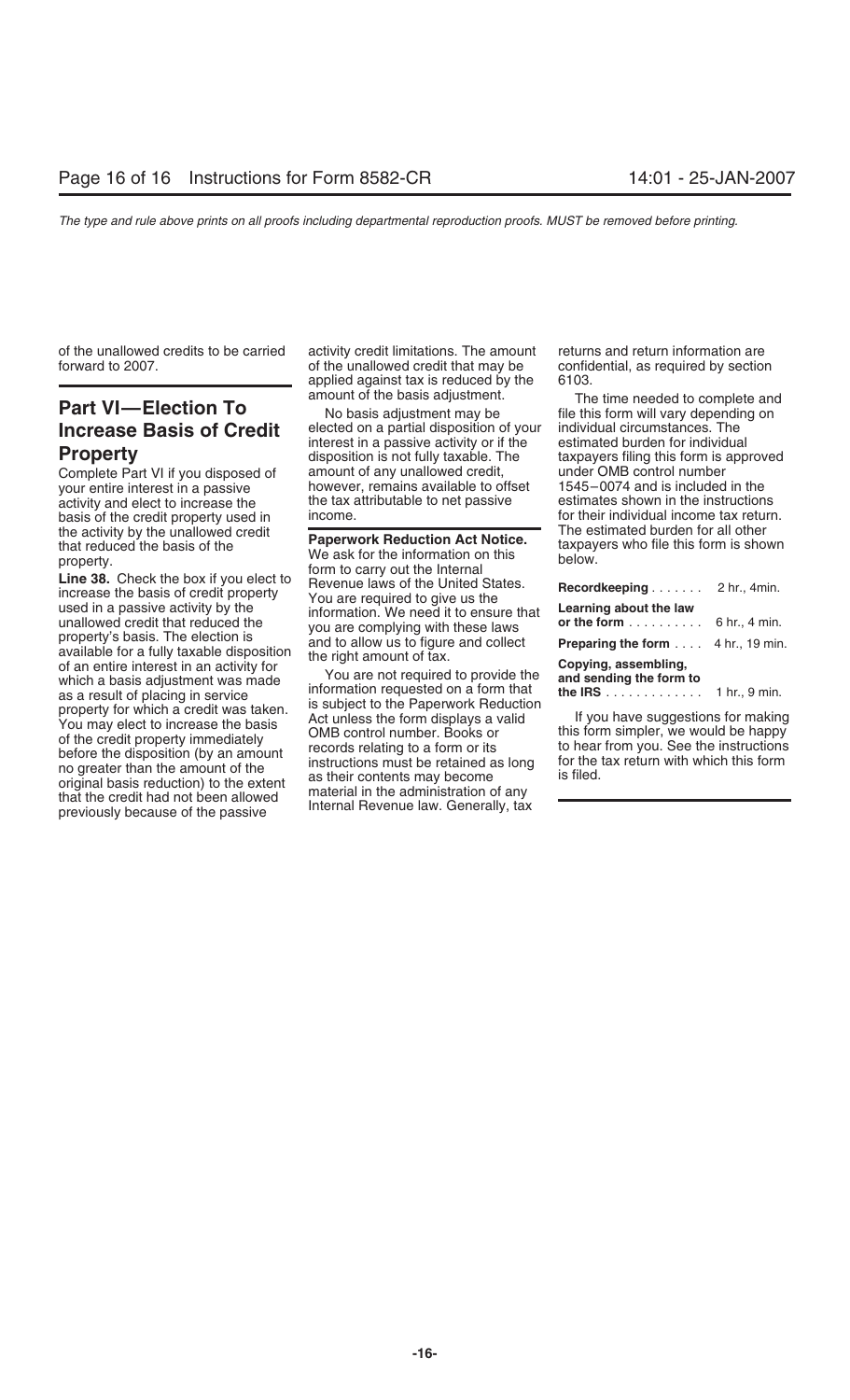of the unallowed credits to be carried forward to 2007.

## Part VI—Election To Increase Basis of Credit Property

Complete Part VI if you disposed of your entire interest in a passive activity and elect to increase the basis of the credit property used in the activity by the unallowed credit that reduced the basis of the property.

**Line 38.** Check the box if you elect to increase the basis of credit property used in a passive activity by the unallowed credit that reduced the property's basis. The election is available for a fully taxable disposition of an entire interest in an activity for which a basis adjustment was made as a result of placing in service property for which a credit was taken. You may elect to increase the basis of the credit property immediately before the disposition (by an amount no greater than the amount of the original basis reduction) to the extent that the credit had not been allowed previously because of the passive activity credit limitations. The amount of the unallowed credit that may be applied against tax is reduced by the amount of the basis adjustment.

No basis adjustment may be elected on a partial disposition of your interest in a passive activity or if the disposition is not fully taxable. The amount of any unallowed credit, however, remains available to offset the tax attributable to net passive income.

**Paperwork Reduction Act Notice.** We ask for the information on this form to carry out the Internal Revenue laws of the United States. You are required to give us the information. We need it to ensure that you are complying with these laws and to allow us to figure and collect the right amount of tax.

You are not required to provide the information requested on a form that is subject to the Paperwork Reduction Act unless the form displays a valid OMB control number. Books or records relating to a form or its instructions must be retained as long as their contents may become material in the administration of any Internal Revenue law. Generally, tax returns and return information are confidential, as required by section 6103.

The time needed to complete and file this form will vary depending on individual circumstances. The estimated burden for individual taxpayers filing this form is approved under OMB control number 1545–0074 and is included in the estimates shown in the instructions for their individual income tax return. The estimated burden for all other taxpayers who file this form is shown below.

| | |
|---|---|
| **Recordkeeping** | 2 hr., 4min. |
| **Learning about the law or the form** | 6 hr., 4 min. |
| **Preparing the form** | 4 hr., 19 min. |
| **Copying, assembling, and sending the form to the IRS** | 1 hr., 9 min. |

If you have suggestions for making this form simpler, we would be happy to hear from you. See the instructions for the tax return with which this form is filed.